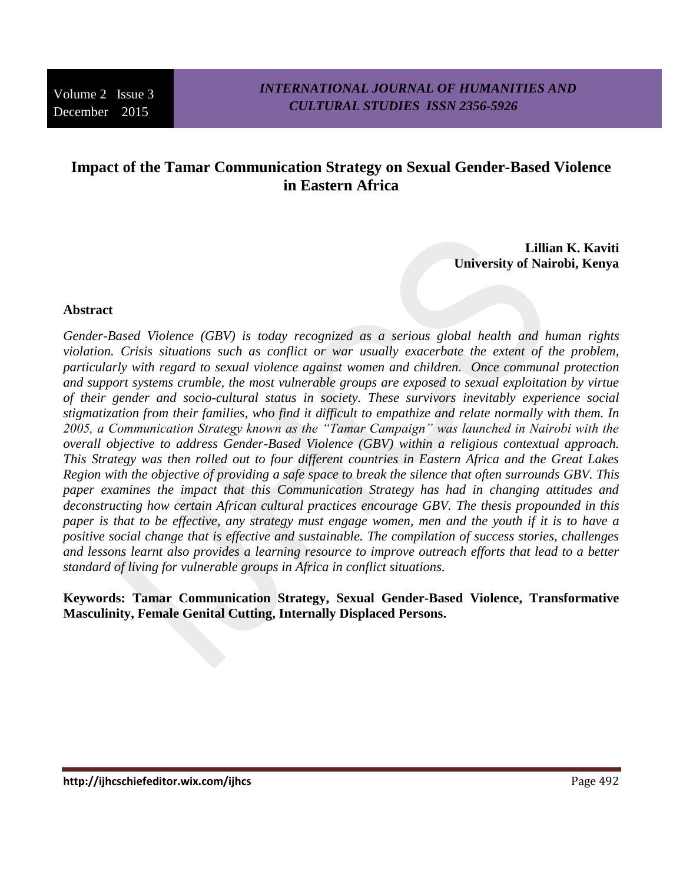# Impact of the Tamar Communication Strategy on Sexual Gender-Based Violence in Eastern Africa

**Lillian K. Kaviti**
**University of Nairobi, Kenya**

## Abstract

*Gender-Based Violence (GBV) is today recognized as a serious global health and human rights violation. Crisis situations such as conflict or war usually exacerbate the extent of the problem, particularly with regard to sexual violence against women and children. Once communal protection and support systems crumble, the most vulnerable groups are exposed to sexual exploitation by virtue of their gender and socio-cultural status in society. These survivors inevitably experience social stigmatization from their families, who find it difficult to empathize and relate normally with them. In 2005, a Communication Strategy known as the "Tamar Campaign" was launched in Nairobi with the overall objective to address Gender-Based Violence (GBV) within a religious contextual approach. This Strategy was then rolled out to four different countries in Eastern Africa and the Great Lakes Region with the objective of providing a safe space to break the silence that often surrounds GBV. This paper examines the impact that this Communication Strategy has had in changing attitudes and deconstructing how certain African cultural practices encourage GBV. The thesis propounded in this paper is that to be effective, any strategy must engage women, men and the youth if it is to have a positive social change that is effective and sustainable. The compilation of success stories, challenges and lessons learnt also provides a learning resource to improve outreach efforts that lead to a better standard of living for vulnerable groups in Africa in conflict situations.*

**Keywords: Tamar Communication Strategy, Sexual Gender-Based Violence, Transformative Masculinity, Female Genital Cutting, Internally Displaced Persons.**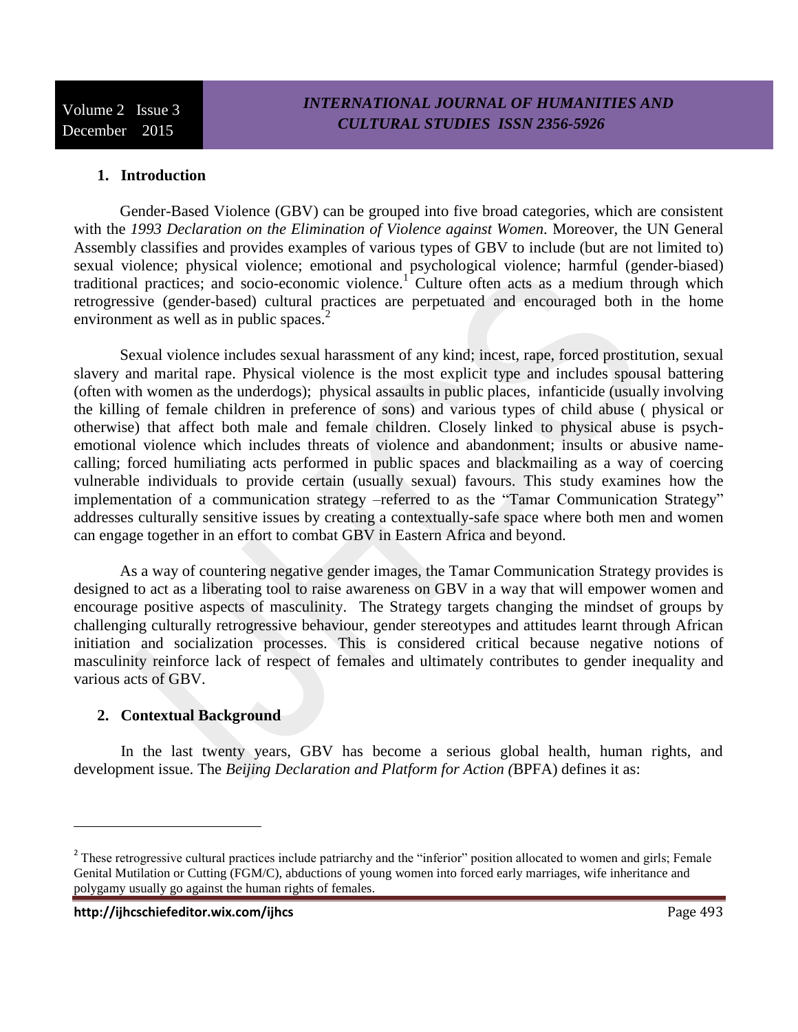## 1. Introduction

Gender-Based Violence (GBV) can be grouped into five broad categories, which are consistent with the *1993 Declaration on the Elimination of Violence against Women*. Moreover, the UN General Assembly classifies and provides examples of various types of GBV to include (but are not limited to) sexual violence; physical violence; emotional and psychological violence; harmful (gender-biased) traditional practices; and socio-economic violence.[1] Culture often acts as a medium through which retrogressive (gender-based) cultural practices are perpetuated and encouraged both in the home environment as well as in public spaces.[2]

Sexual violence includes sexual harassment of any kind; incest, rape, forced prostitution, sexual slavery and marital rape. Physical violence is the most explicit type and includes spousal battering (often with women as the underdogs); physical assaults in public places, infanticide (usually involving the killing of female children in preference of sons) and various types of child abuse ( physical or otherwise) that affect both male and female children. Closely linked to physical abuse is psych-emotional violence which includes threats of violence and abandonment; insults or abusive name-calling; forced humiliating acts performed in public spaces and blackmailing as a way of coercing vulnerable individuals to provide certain (usually sexual) favours. This study examines how the implementation of a communication strategy –referred to as the "Tamar Communication Strategy" addresses culturally sensitive issues by creating a contextually-safe space where both men and women can engage together in an effort to combat GBV in Eastern Africa and beyond.

As a way of countering negative gender images, the Tamar Communication Strategy provides is designed to act as a liberating tool to raise awareness on GBV in a way that will empower women and encourage positive aspects of masculinity. The Strategy targets changing the mindset of groups by challenging culturally retrogressive behaviour, gender stereotypes and attitudes learnt through African initiation and socialization processes. This is considered critical because negative notions of masculinity reinforce lack of respect of females and ultimately contributes to gender inequality and various acts of GBV.

## 2. Contextual Background

In the last twenty years, GBV has become a serious global health, human rights, and development issue. The *Beijing Declaration and Platform for Action (*BPFA) defines it as:

[2] These retrogressive cultural practices include patriarchy and the "inferior" position allocated to women and girls; Female Genital Mutilation or Cutting (FGM/C), abductions of young women into forced early marriages, wife inheritance and polygamy usually go against the human rights of females.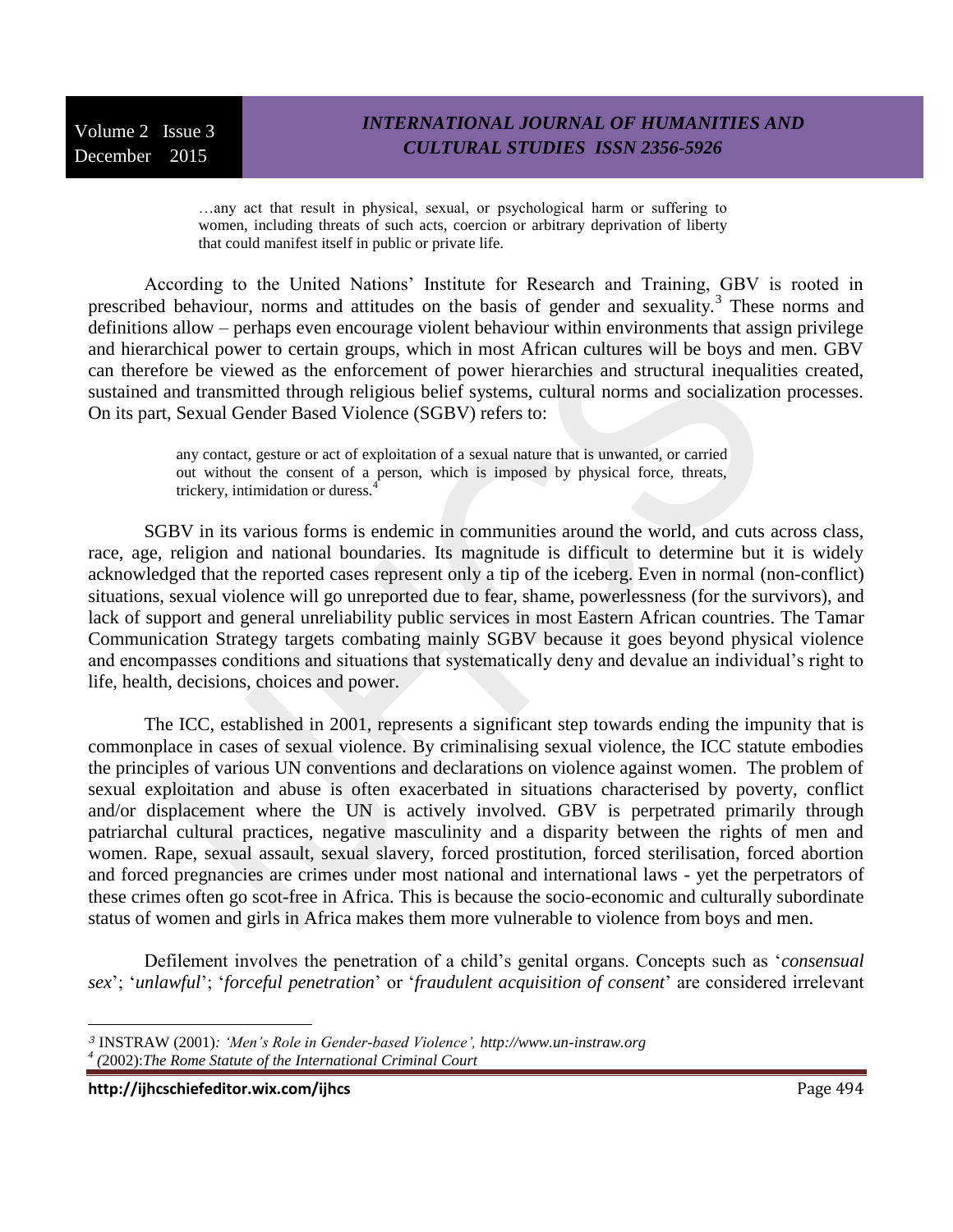> …any act that result in physical, sexual, or psychological harm or suffering to women, including threats of such acts, coercion or arbitrary deprivation of liberty that could manifest itself in public or private life.

According to the United Nations' Institute for Research and Training, GBV is rooted in prescribed behaviour, norms and attitudes on the basis of gender and sexuality.[3] These norms and definitions allow – perhaps even encourage violent behaviour within environments that assign privilege and hierarchical power to certain groups, which in most African cultures will be boys and men. GBV can therefore be viewed as the enforcement of power hierarchies and structural inequalities created, sustained and transmitted through religious belief systems, cultural norms and socialization processes. On its part, Sexual Gender Based Violence (SGBV) refers to:

> any contact, gesture or act of exploitation of a sexual nature that is unwanted, or carried out without the consent of a person, which is imposed by physical force, threats, trickery, intimidation or duress.[4]

SGBV in its various forms is endemic in communities around the world, and cuts across class, race, age, religion and national boundaries. Its magnitude is difficult to determine but it is widely acknowledged that the reported cases represent only a tip of the iceberg. Even in normal (non-conflict) situations, sexual violence will go unreported due to fear, shame, powerlessness (for the survivors), and lack of support and general unreliability public services in most Eastern African countries. The Tamar Communication Strategy targets combating mainly SGBV because it goes beyond physical violence and encompasses conditions and situations that systematically deny and devalue an individual's right to life, health, decisions, choices and power.

The ICC, established in 2001, represents a significant step towards ending the impunity that is commonplace in cases of sexual violence. By criminalising sexual violence, the ICC statute embodies the principles of various UN conventions and declarations on violence against women. The problem of sexual exploitation and abuse is often exacerbated in situations characterised by poverty, conflict and/or displacement where the UN is actively involved. GBV is perpetrated primarily through patriarchal cultural practices, negative masculinity and a disparity between the rights of men and women. Rape, sexual assault, sexual slavery, forced prostitution, forced sterilisation, forced abortion and forced pregnancies are crimes under most national and international laws - yet the perpetrators of these crimes often go scot-free in Africa. This is because the socio-economic and culturally subordinate status of women and girls in Africa makes them more vulnerable to violence from boys and men.

Defilement involves the penetration of a child's genital organs. Concepts such as '*consensual sex*'; '*unlawful*'; '*forceful penetration*' or '*fraudulent acquisition of consent*' are considered irrelevant

---

[3] INSTRAW (2001)*: 'Men's Role in Gender-based Violence', http://www.un-instraw.org*

[4] *(*2002)*:The Rome Statute of the International Criminal Court*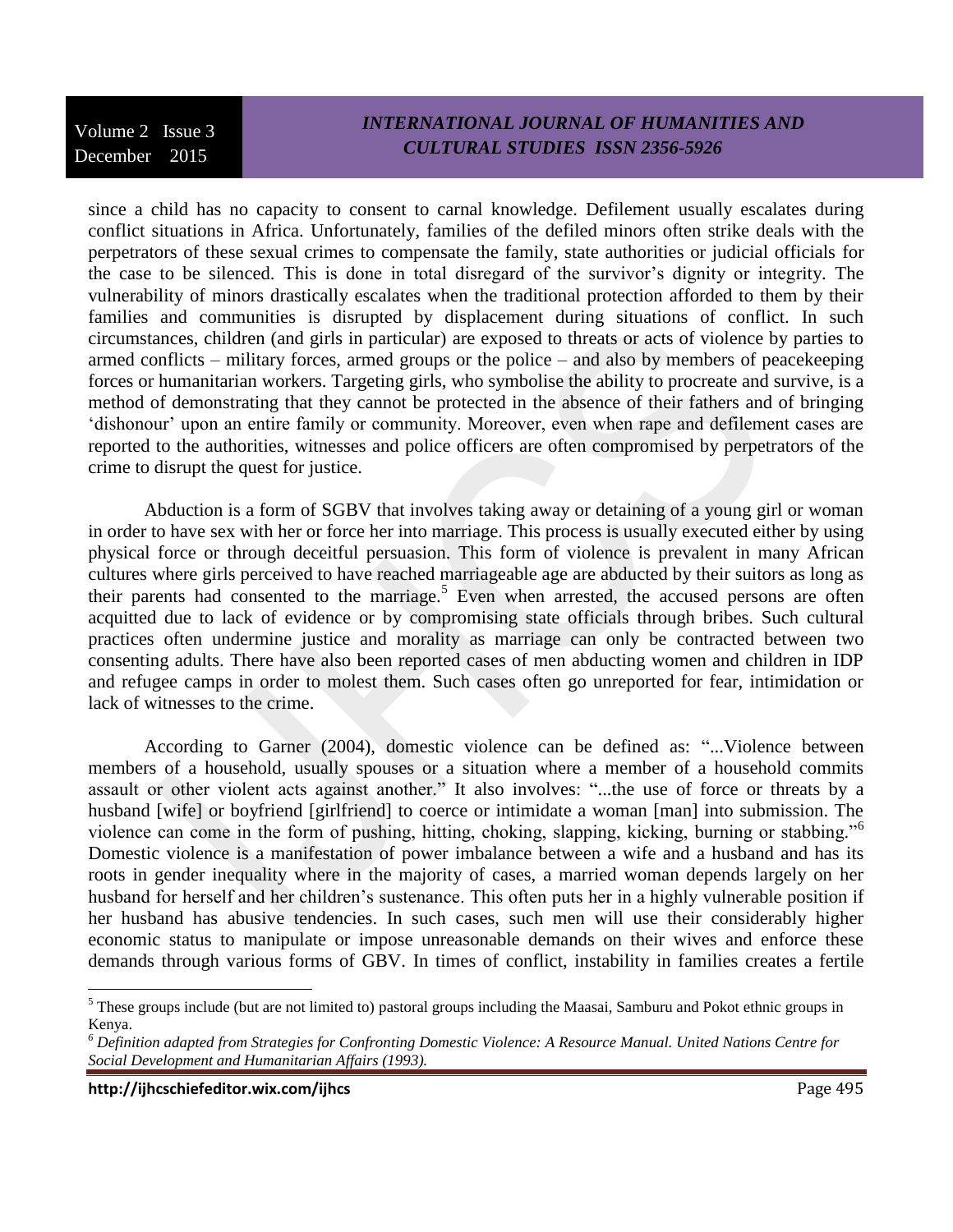since a child has no capacity to consent to carnal knowledge. Defilement usually escalates during conflict situations in Africa. Unfortunately, families of the defiled minors often strike deals with the perpetrators of these sexual crimes to compensate the family, state authorities or judicial officials for the case to be silenced. This is done in total disregard of the survivor's dignity or integrity. The vulnerability of minors drastically escalates when the traditional protection afforded to them by their families and communities is disrupted by displacement during situations of conflict. In such circumstances, children (and girls in particular) are exposed to threats or acts of violence by parties to armed conflicts – military forces, armed groups or the police – and also by members of peacekeeping forces or humanitarian workers. Targeting girls, who symbolise the ability to procreate and survive, is a method of demonstrating that they cannot be protected in the absence of their fathers and of bringing 'dishonour' upon an entire family or community. Moreover, even when rape and defilement cases are reported to the authorities, witnesses and police officers are often compromised by perpetrators of the crime to disrupt the quest for justice.

Abduction is a form of SGBV that involves taking away or detaining of a young girl or woman in order to have sex with her or force her into marriage. This process is usually executed either by using physical force or through deceitful persuasion. This form of violence is prevalent in many African cultures where girls perceived to have reached marriageable age are abducted by their suitors as long as their parents had consented to the marriage.[5] Even when arrested, the accused persons are often acquitted due to lack of evidence or by compromising state officials through bribes. Such cultural practices often undermine justice and morality as marriage can only be contracted between two consenting adults. There have also been reported cases of men abducting women and children in IDP and refugee camps in order to molest them. Such cases often go unreported for fear, intimidation or lack of witnesses to the crime.

According to Garner (2004), domestic violence can be defined as: "...Violence between members of a household, usually spouses or a situation where a member of a household commits assault or other violent acts against another." It also involves: "...the use of force or threats by a husband [wife] or boyfriend [girlfriend] to coerce or intimidate a woman [man] into submission. The violence can come in the form of pushing, hitting, choking, slapping, kicking, burning or stabbing."[6] Domestic violence is a manifestation of power imbalance between a wife and a husband and has its roots in gender inequality where in the majority of cases, a married woman depends largely on her husband for herself and her children's sustenance. This often puts her in a highly vulnerable position if her husband has abusive tendencies. In such cases, such men will use their considerably higher economic status to manipulate or impose unreasonable demands on their wives and enforce these demands through various forms of GBV. In times of conflict, instability in families creates a fertile

---

[5] These groups include (but are not limited to) pastoral groups including the Maasai, Samburu and Pokot ethnic groups in Kenya.

[6] *Definition adapted from Strategies for Confronting Domestic Violence: A Resource Manual. United Nations Centre for Social Development and Humanitarian Affairs (1993).*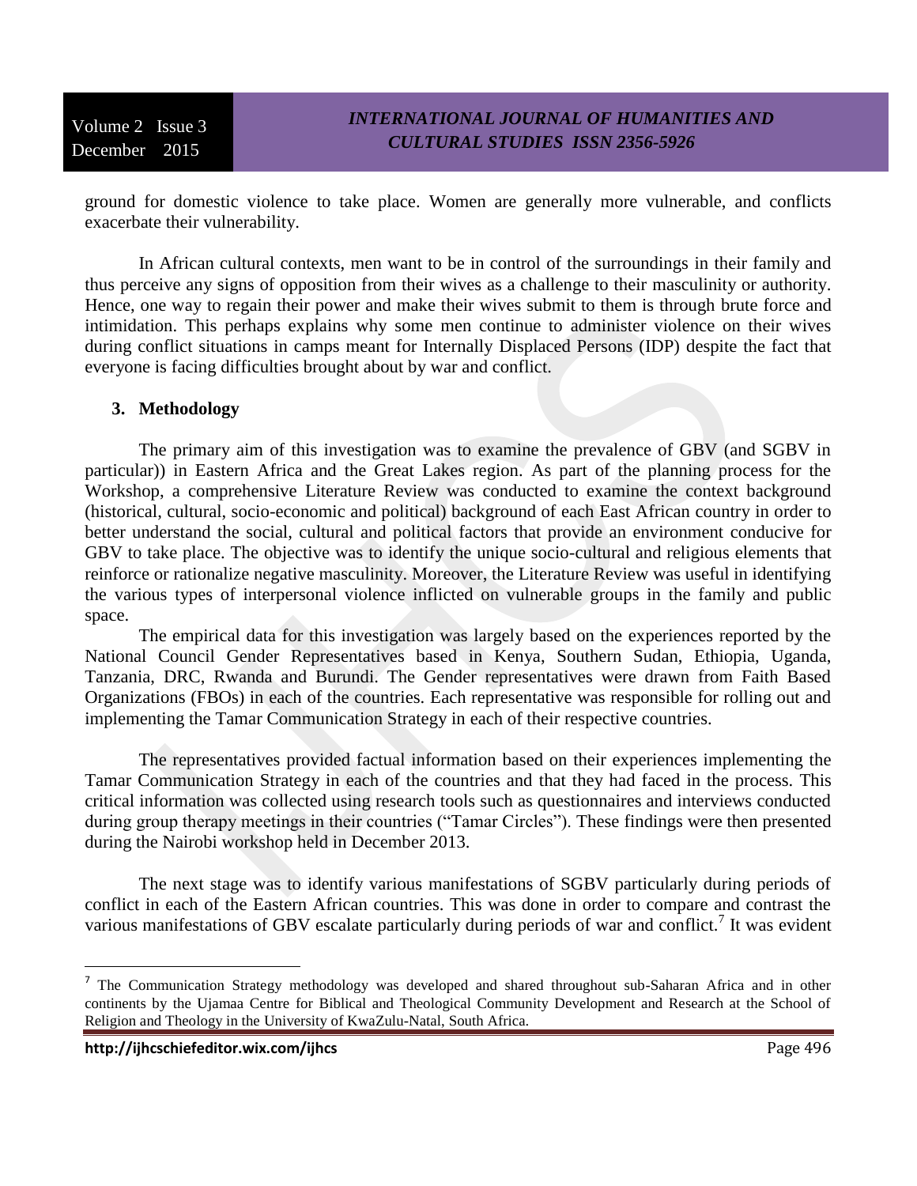ground for domestic violence to take place. Women are generally more vulnerable, and conflicts exacerbate their vulnerability.

In African cultural contexts, men want to be in control of the surroundings in their family and thus perceive any signs of opposition from their wives as a challenge to their masculinity or authority. Hence, one way to regain their power and make their wives submit to them is through brute force and intimidation. This perhaps explains why some men continue to administer violence on their wives during conflict situations in camps meant for Internally Displaced Persons (IDP) despite the fact that everyone is facing difficulties brought about by war and conflict.

## 3. Methodology

The primary aim of this investigation was to examine the prevalence of GBV (and SGBV in particular)) in Eastern Africa and the Great Lakes region. As part of the planning process for the Workshop, a comprehensive Literature Review was conducted to examine the context background (historical, cultural, socio-economic and political) background of each East African country in order to better understand the social, cultural and political factors that provide an environment conducive for GBV to take place. The objective was to identify the unique socio-cultural and religious elements that reinforce or rationalize negative masculinity. Moreover, the Literature Review was useful in identifying the various types of interpersonal violence inflicted on vulnerable groups in the family and public space.

The empirical data for this investigation was largely based on the experiences reported by the National Council Gender Representatives based in Kenya, Southern Sudan, Ethiopia, Uganda, Tanzania, DRC, Rwanda and Burundi. The Gender representatives were drawn from Faith Based Organizations (FBOs) in each of the countries. Each representative was responsible for rolling out and implementing the Tamar Communication Strategy in each of their respective countries.

The representatives provided factual information based on their experiences implementing the Tamar Communication Strategy in each of the countries and that they had faced in the process. This critical information was collected using research tools such as questionnaires and interviews conducted during group therapy meetings in their countries ("Tamar Circles"). These findings were then presented during the Nairobi workshop held in December 2013.

The next stage was to identify various manifestations of SGBV particularly during periods of conflict in each of the Eastern African countries. This was done in order to compare and contrast the various manifestations of GBV escalate particularly during periods of war and conflict.[7] It was evident

[7] The Communication Strategy methodology was developed and shared throughout sub-Saharan Africa and in other continents by the Ujamaa Centre for Biblical and Theological Community Development and Research at the School of Religion and Theology in the University of KwaZulu-Natal, South Africa.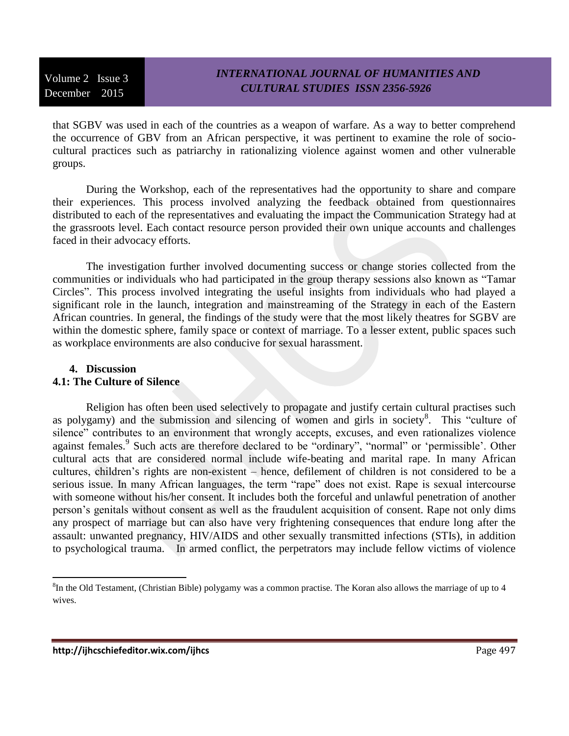that SGBV was used in each of the countries as a weapon of warfare. As a way to better comprehend the occurrence of GBV from an African perspective, it was pertinent to examine the role of socio-cultural practices such as patriarchy in rationalizing violence against women and other vulnerable groups.

During the Workshop, each of the representatives had the opportunity to share and compare their experiences. This process involved analyzing the feedback obtained from questionnaires distributed to each of the representatives and evaluating the impact the Communication Strategy had at the grassroots level. Each contact resource person provided their own unique accounts and challenges faced in their advocacy efforts.

The investigation further involved documenting success or change stories collected from the communities or individuals who had participated in the group therapy sessions also known as "Tamar Circles". This process involved integrating the useful insights from individuals who had played a significant role in the launch, integration and mainstreaming of the Strategy in each of the Eastern African countries. In general, the findings of the study were that the most likely theatres for SGBV are within the domestic sphere, family space or context of marriage. To a lesser extent, public spaces such as workplace environments are also conducive for sexual harassment.

## 4. Discussion

### 4.1: The Culture of Silence

Religion has often been used selectively to propagate and justify certain cultural practises such as polygamy) and the submission and silencing of women and girls in society[8]. This "culture of silence" contributes to an environment that wrongly accepts, excuses, and even rationalizes violence against females.[9] Such acts are therefore declared to be "ordinary", "normal" or 'permissible'. Other cultural acts that are considered normal include wife-beating and marital rape. In many African cultures, children's rights are non-existent – hence, defilement of children is not considered to be a serious issue. In many African languages, the term "rape" does not exist. Rape is sexual intercourse with someone without his/her consent. It includes both the forceful and unlawful penetration of another person's genitals without consent as well as the fraudulent acquisition of consent. Rape not only dims any prospect of marriage but can also have very frightening consequences that endure long after the assault: unwanted pregnancy, HIV/AIDS and other sexually transmitted infections (STIs), in addition to psychological trauma. In armed conflict, the perpetrators may include fellow victims of violence

---

[8]In the Old Testament, (Christian Bible) polygamy was a common practise. The Koran also allows the marriage of up to 4 wives.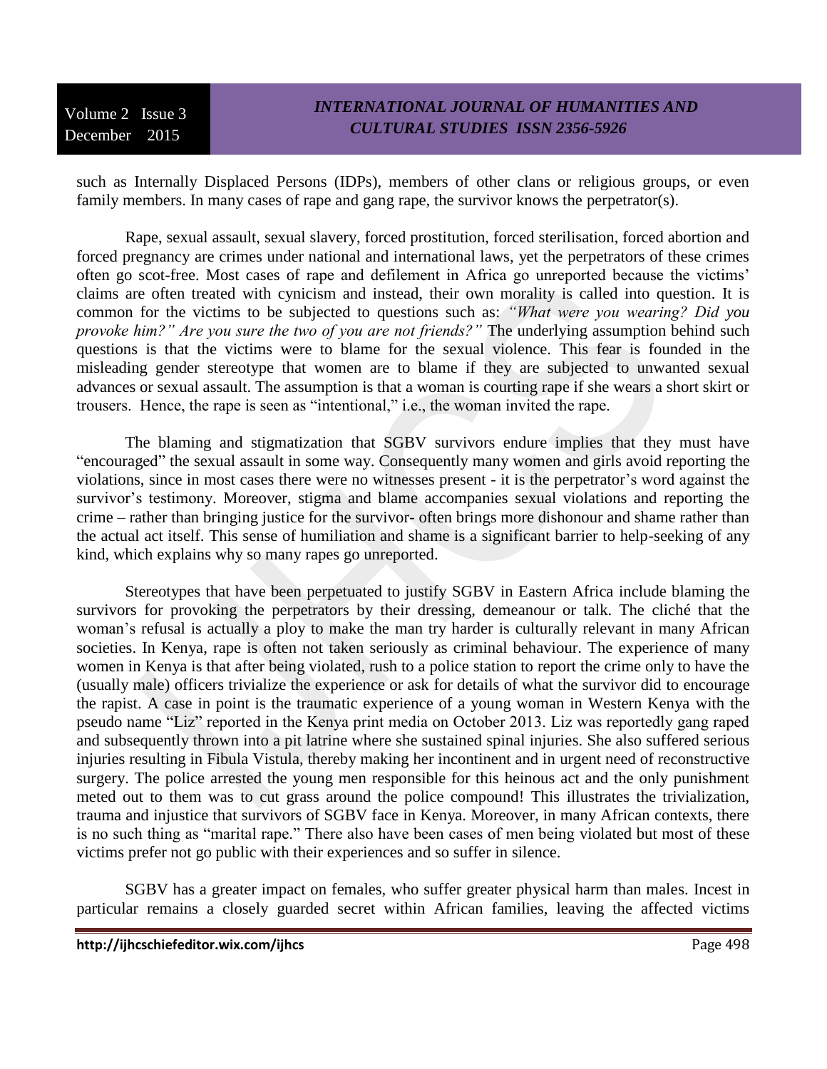such as Internally Displaced Persons (IDPs), members of other clans or religious groups, or even family members. In many cases of rape and gang rape, the survivor knows the perpetrator(s).

Rape, sexual assault, sexual slavery, forced prostitution, forced sterilisation, forced abortion and forced pregnancy are crimes under national and international laws, yet the perpetrators of these crimes often go scot-free. Most cases of rape and defilement in Africa go unreported because the victims' claims are often treated with cynicism and instead, their own morality is called into question. It is common for the victims to be subjected to questions such as: *"What were you wearing? Did you provoke him?" Are you sure the two of you are not friends?"* The underlying assumption behind such questions is that the victims were to blame for the sexual violence. This fear is founded in the misleading gender stereotype that women are to blame if they are subjected to unwanted sexual advances or sexual assault. The assumption is that a woman is courting rape if she wears a short skirt or trousers. Hence, the rape is seen as "intentional," i.e., the woman invited the rape.

The blaming and stigmatization that SGBV survivors endure implies that they must have "encouraged" the sexual assault in some way. Consequently many women and girls avoid reporting the violations, since in most cases there were no witnesses present - it is the perpetrator's word against the survivor's testimony. Moreover, stigma and blame accompanies sexual violations and reporting the crime – rather than bringing justice for the survivor- often brings more dishonour and shame rather than the actual act itself. This sense of humiliation and shame is a significant barrier to help-seeking of any kind, which explains why so many rapes go unreported.

Stereotypes that have been perpetuated to justify SGBV in Eastern Africa include blaming the survivors for provoking the perpetrators by their dressing, demeanour or talk. The cliché that the woman's refusal is actually a ploy to make the man try harder is culturally relevant in many African societies. In Kenya, rape is often not taken seriously as criminal behaviour. The experience of many women in Kenya is that after being violated, rush to a police station to report the crime only to have the (usually male) officers trivialize the experience or ask for details of what the survivor did to encourage the rapist. A case in point is the traumatic experience of a young woman in Western Kenya with the pseudo name "Liz" reported in the Kenya print media on October 2013. Liz was reportedly gang raped and subsequently thrown into a pit latrine where she sustained spinal injuries. She also suffered serious injuries resulting in Fibula Vistula, thereby making her incontinent and in urgent need of reconstructive surgery. The police arrested the young men responsible for this heinous act and the only punishment meted out to them was to cut grass around the police compound! This illustrates the trivialization, trauma and injustice that survivors of SGBV face in Kenya. Moreover, in many African contexts, there is no such thing as "marital rape." There also have been cases of men being violated but most of these victims prefer not go public with their experiences and so suffer in silence.

SGBV has a greater impact on females, who suffer greater physical harm than males. Incest in particular remains a closely guarded secret within African families, leaving the affected victims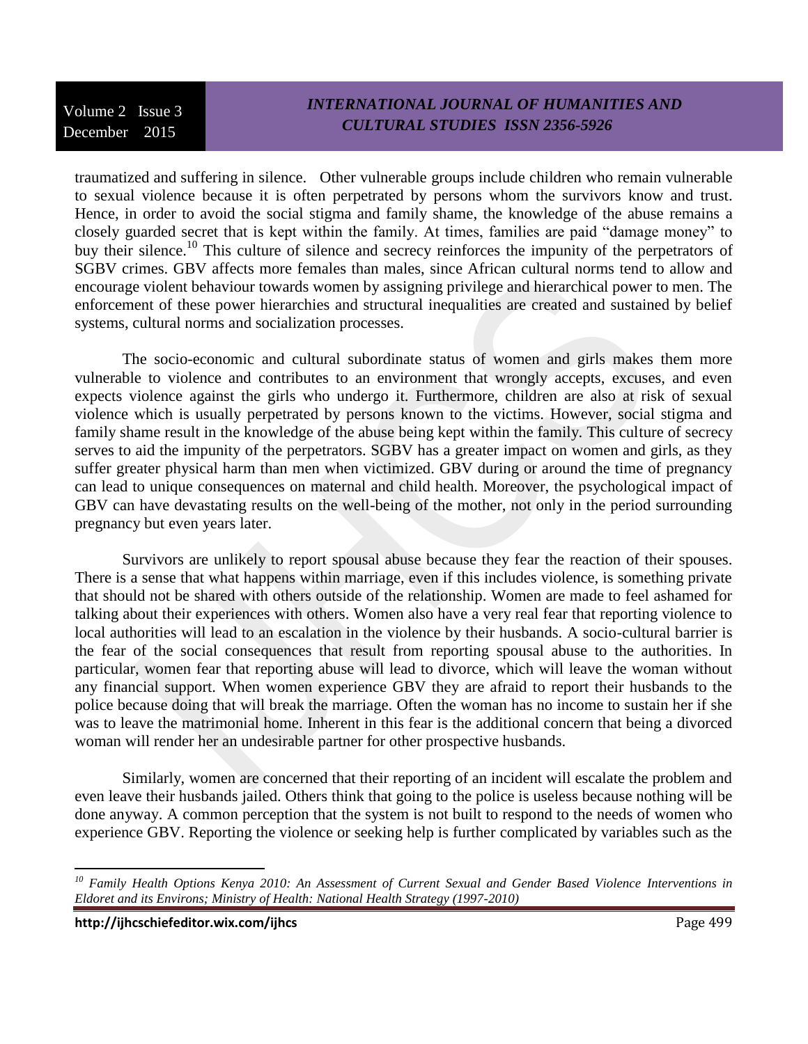traumatized and suffering in silence. Other vulnerable groups include children who remain vulnerable to sexual violence because it is often perpetrated by persons whom the survivors know and trust. Hence, in order to avoid the social stigma and family shame, the knowledge of the abuse remains a closely guarded secret that is kept within the family. At times, families are paid "damage money" to buy their silence.[10] This culture of silence and secrecy reinforces the impunity of the perpetrators of SGBV crimes. GBV affects more females than males, since African cultural norms tend to allow and encourage violent behaviour towards women by assigning privilege and hierarchical power to men. The enforcement of these power hierarchies and structural inequalities are created and sustained by belief systems, cultural norms and socialization processes.

The socio-economic and cultural subordinate status of women and girls makes them more vulnerable to violence and contributes to an environment that wrongly accepts, excuses, and even expects violence against the girls who undergo it. Furthermore, children are also at risk of sexual violence which is usually perpetrated by persons known to the victims. However, social stigma and family shame result in the knowledge of the abuse being kept within the family. This culture of secrecy serves to aid the impunity of the perpetrators. SGBV has a greater impact on women and girls, as they suffer greater physical harm than men when victimized. GBV during or around the time of pregnancy can lead to unique consequences on maternal and child health. Moreover, the psychological impact of GBV can have devastating results on the well-being of the mother, not only in the period surrounding pregnancy but even years later.

Survivors are unlikely to report spousal abuse because they fear the reaction of their spouses. There is a sense that what happens within marriage, even if this includes violence, is something private that should not be shared with others outside of the relationship. Women are made to feel ashamed for talking about their experiences with others. Women also have a very real fear that reporting violence to local authorities will lead to an escalation in the violence by their husbands. A socio-cultural barrier is the fear of the social consequences that result from reporting spousal abuse to the authorities. In particular, women fear that reporting abuse will lead to divorce, which will leave the woman without any financial support. When women experience GBV they are afraid to report their husbands to the police because doing that will break the marriage. Often the woman has no income to sustain her if she was to leave the matrimonial home. Inherent in this fear is the additional concern that being a divorced woman will render her an undesirable partner for other prospective husbands.

Similarly, women are concerned that their reporting of an incident will escalate the problem and even leave their husbands jailed. Others think that going to the police is useless because nothing will be done anyway. A common perception that the system is not built to respond to the needs of women who experience GBV. Reporting the violence or seeking help is further complicated by variables such as the

---

[10] *Family Health Options Kenya 2010: An Assessment of Current Sexual and Gender Based Violence Interventions in Eldoret and its Environs; Ministry of Health: National Health Strategy (1997-2010)*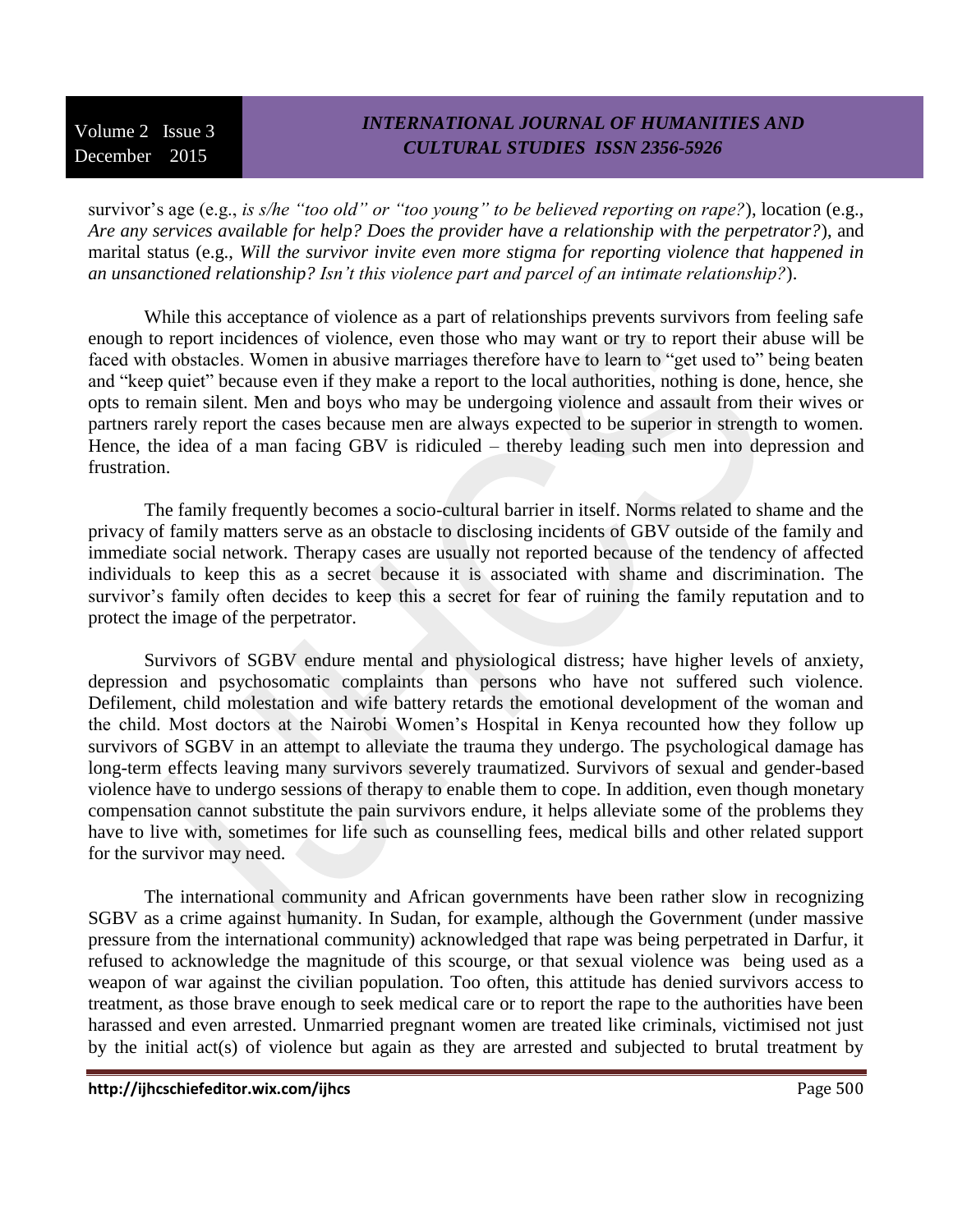survivor's age (e.g., *is s/he "too old" or "too young" to be believed reporting on rape?*), location (e.g., *Are any services available for help? Does the provider have a relationship with the perpetrator?*), and marital status (e.g., *Will the survivor invite even more stigma for reporting violence that happened in an unsanctioned relationship? Isn't this violence part and parcel of an intimate relationship?*).

While this acceptance of violence as a part of relationships prevents survivors from feeling safe enough to report incidences of violence, even those who may want or try to report their abuse will be faced with obstacles. Women in abusive marriages therefore have to learn to "get used to" being beaten and "keep quiet" because even if they make a report to the local authorities, nothing is done, hence, she opts to remain silent. Men and boys who may be undergoing violence and assault from their wives or partners rarely report the cases because men are always expected to be superior in strength to women. Hence, the idea of a man facing GBV is ridiculed – thereby leading such men into depression and frustration.

The family frequently becomes a socio-cultural barrier in itself. Norms related to shame and the privacy of family matters serve as an obstacle to disclosing incidents of GBV outside of the family and immediate social network. Therapy cases are usually not reported because of the tendency of affected individuals to keep this as a secret because it is associated with shame and discrimination. The survivor's family often decides to keep this a secret for fear of ruining the family reputation and to protect the image of the perpetrator.

Survivors of SGBV endure mental and physiological distress; have higher levels of anxiety, depression and psychosomatic complaints than persons who have not suffered such violence. Defilement, child molestation and wife battery retards the emotional development of the woman and the child. Most doctors at the Nairobi Women's Hospital in Kenya recounted how they follow up survivors of SGBV in an attempt to alleviate the trauma they undergo. The psychological damage has long-term effects leaving many survivors severely traumatized. Survivors of sexual and gender-based violence have to undergo sessions of therapy to enable them to cope. In addition, even though monetary compensation cannot substitute the pain survivors endure, it helps alleviate some of the problems they have to live with, sometimes for life such as counselling fees, medical bills and other related support for the survivor may need.

The international community and African governments have been rather slow in recognizing SGBV as a crime against humanity. In Sudan, for example, although the Government (under massive pressure from the international community) acknowledged that rape was being perpetrated in Darfur, it refused to acknowledge the magnitude of this scourge, or that sexual violence was being used as a weapon of war against the civilian population. Too often, this attitude has denied survivors access to treatment, as those brave enough to seek medical care or to report the rape to the authorities have been harassed and even arrested. Unmarried pregnant women are treated like criminals, victimised not just by the initial act(s) of violence but again as they are arrested and subjected to brutal treatment by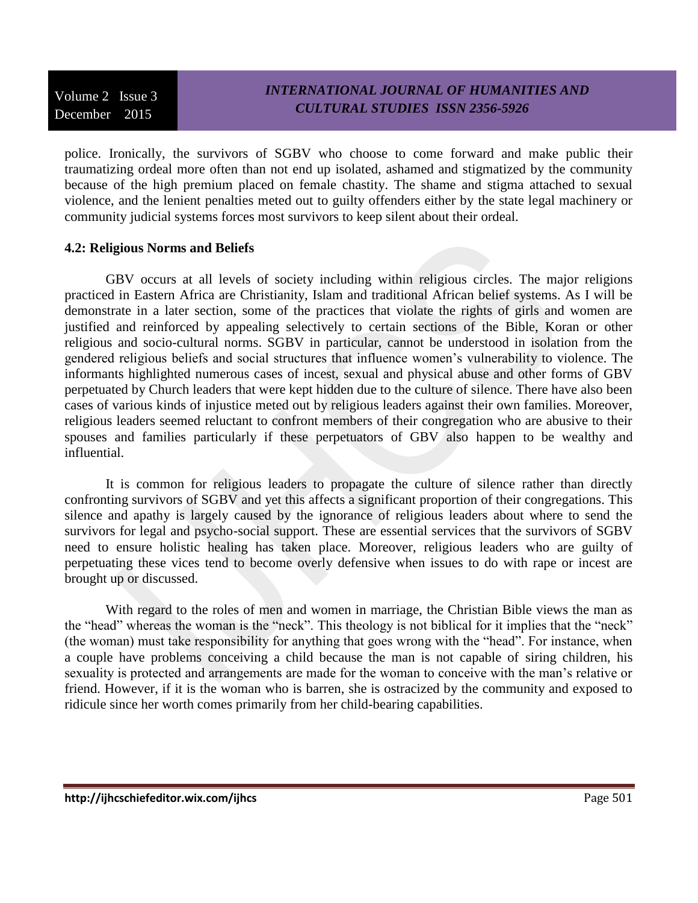police. Ironically, the survivors of SGBV who choose to come forward and make public their traumatizing ordeal more often than not end up isolated, ashamed and stigmatized by the community because of the high premium placed on female chastity. The shame and stigma attached to sexual violence, and the lenient penalties meted out to guilty offenders either by the state legal machinery or community judicial systems forces most survivors to keep silent about their ordeal.

**4.2: Religious Norms and Beliefs**

GBV occurs at all levels of society including within religious circles. The major religions practiced in Eastern Africa are Christianity, Islam and traditional African belief systems. As I will be demonstrate in a later section, some of the practices that violate the rights of girls and women are justified and reinforced by appealing selectively to certain sections of the Bible, Koran or other religious and socio-cultural norms. SGBV in particular, cannot be understood in isolation from the gendered religious beliefs and social structures that influence women's vulnerability to violence. The informants highlighted numerous cases of incest, sexual and physical abuse and other forms of GBV perpetuated by Church leaders that were kept hidden due to the culture of silence. There have also been cases of various kinds of injustice meted out by religious leaders against their own families. Moreover, religious leaders seemed reluctant to confront members of their congregation who are abusive to their spouses and families particularly if these perpetuators of GBV also happen to be wealthy and influential.

It is common for religious leaders to propagate the culture of silence rather than directly confronting survivors of SGBV and yet this affects a significant proportion of their congregations. This silence and apathy is largely caused by the ignorance of religious leaders about where to send the survivors for legal and psycho-social support. These are essential services that the survivors of SGBV need to ensure holistic healing has taken place. Moreover, religious leaders who are guilty of perpetuating these vices tend to become overly defensive when issues to do with rape or incest are brought up or discussed.

With regard to the roles of men and women in marriage, the Christian Bible views the man as the "head" whereas the woman is the "neck". This theology is not biblical for it implies that the "neck" (the woman) must take responsibility for anything that goes wrong with the "head". For instance, when a couple have problems conceiving a child because the man is not capable of siring children, his sexuality is protected and arrangements are made for the woman to conceive with the man's relative or friend. However, if it is the woman who is barren, she is ostracized by the community and exposed to ridicule since her worth comes primarily from her child-bearing capabilities.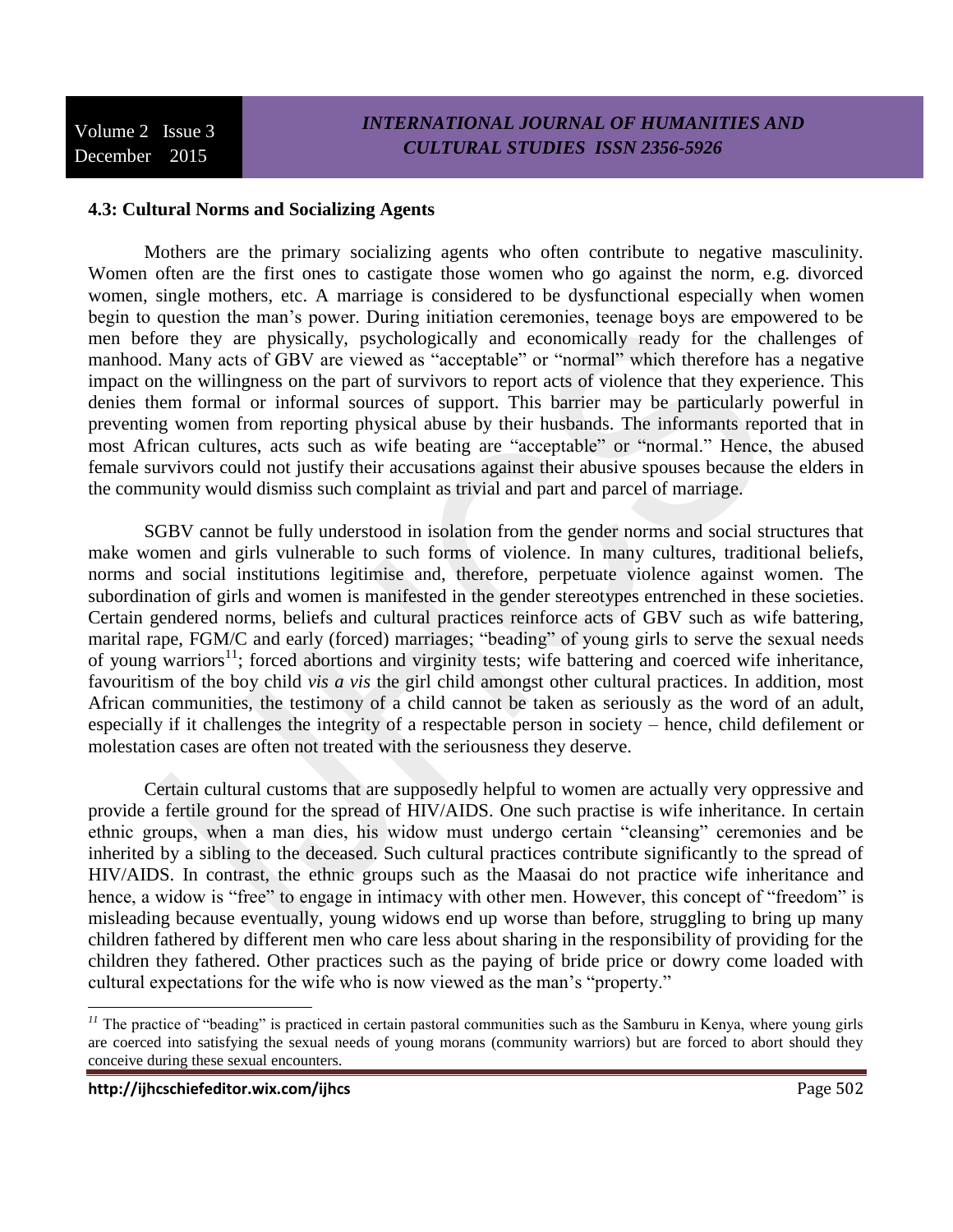### 4.3: Cultural Norms and Socializing Agents

Mothers are the primary socializing agents who often contribute to negative masculinity. Women often are the first ones to castigate those women who go against the norm, e.g. divorced women, single mothers, etc. A marriage is considered to be dysfunctional especially when women begin to question the man's power. During initiation ceremonies, teenage boys are empowered to be men before they are physically, psychologically and economically ready for the challenges of manhood. Many acts of GBV are viewed as "acceptable" or "normal" which therefore has a negative impact on the willingness on the part of survivors to report acts of violence that they experience. This denies them formal or informal sources of support. This barrier may be particularly powerful in preventing women from reporting physical abuse by their husbands. The informants reported that in most African cultures, acts such as wife beating are "acceptable" or "normal." Hence, the abused female survivors could not justify their accusations against their abusive spouses because the elders in the community would dismiss such complaint as trivial and part and parcel of marriage.

SGBV cannot be fully understood in isolation from the gender norms and social structures that make women and girls vulnerable to such forms of violence. In many cultures, traditional beliefs, norms and social institutions legitimise and, therefore, perpetuate violence against women. The subordination of girls and women is manifested in the gender stereotypes entrenched in these societies. Certain gendered norms, beliefs and cultural practices reinforce acts of GBV such as wife battering, marital rape, FGM/C and early (forced) marriages; "beading" of young girls to serve the sexual needs of young warriors[11]; forced abortions and virginity tests; wife battering and coerced wife inheritance, favouritism of the boy child *vis a vis* the girl child amongst other cultural practices. In addition, most African communities, the testimony of a child cannot be taken as seriously as the word of an adult, especially if it challenges the integrity of a respectable person in society – hence, child defilement or molestation cases are often not treated with the seriousness they deserve.

Certain cultural customs that are supposedly helpful to women are actually very oppressive and provide a fertile ground for the spread of HIV/AIDS. One such practise is wife inheritance. In certain ethnic groups, when a man dies, his widow must undergo certain "cleansing" ceremonies and be inherited by a sibling to the deceased. Such cultural practices contribute significantly to the spread of HIV/AIDS. In contrast, the ethnic groups such as the Maasai do not practice wife inheritance and hence, a widow is "free" to engage in intimacy with other men. However, this concept of "freedom" is misleading because eventually, young widows end up worse than before, struggling to bring up many children fathered by different men who care less about sharing in the responsibility of providing for the children they fathered. Other practices such as the paying of bride price or dowry come loaded with cultural expectations for the wife who is now viewed as the man's "property."

---

[11] The practice of "beading" is practiced in certain pastoral communities such as the Samburu in Kenya, where young girls are coerced into satisfying the sexual needs of young morans (community warriors) but are forced to abort should they conceive during these sexual encounters.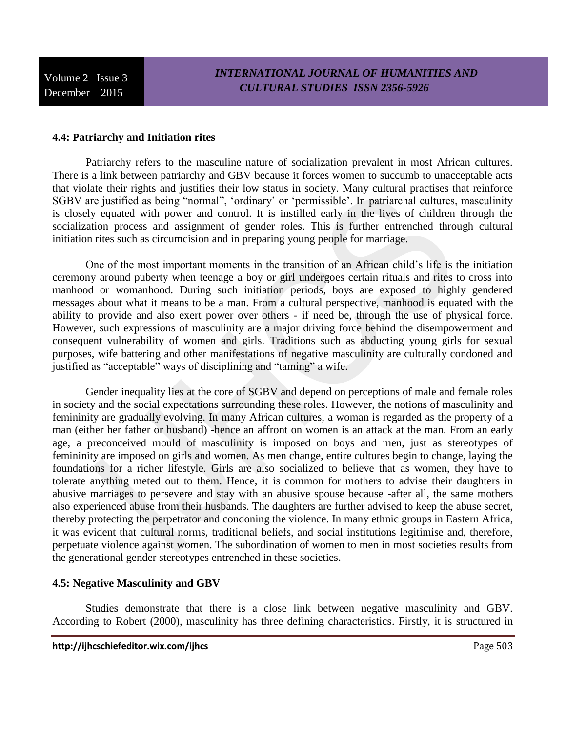### 4.4: Patriarchy and Initiation rites

Patriarchy refers to the masculine nature of socialization prevalent in most African cultures. There is a link between patriarchy and GBV because it forces women to succumb to unacceptable acts that violate their rights and justifies their low status in society. Many cultural practises that reinforce SGBV are justified as being "normal", 'ordinary' or 'permissible'. In patriarchal cultures, masculinity is closely equated with power and control. It is instilled early in the lives of children through the socialization process and assignment of gender roles. This is further entrenched through cultural initiation rites such as circumcision and in preparing young people for marriage.

One of the most important moments in the transition of an African child's life is the initiation ceremony around puberty when teenage a boy or girl undergoes certain rituals and rites to cross into manhood or womanhood. During such initiation periods, boys are exposed to highly gendered messages about what it means to be a man. From a cultural perspective, manhood is equated with the ability to provide and also exert power over others - if need be, through the use of physical force. However, such expressions of masculinity are a major driving force behind the disempowerment and consequent vulnerability of women and girls. Traditions such as abducting young girls for sexual purposes, wife battering and other manifestations of negative masculinity are culturally condoned and justified as "acceptable" ways of disciplining and "taming" a wife.

Gender inequality lies at the core of SGBV and depend on perceptions of male and female roles in society and the social expectations surrounding these roles. However, the notions of masculinity and femininity are gradually evolving. In many African cultures, a woman is regarded as the property of a man (either her father or husband) -hence an affront on women is an attack at the man. From an early age, a preconceived mould of masculinity is imposed on boys and men, just as stereotypes of femininity are imposed on girls and women. As men change, entire cultures begin to change, laying the foundations for a richer lifestyle. Girls are also socialized to believe that as women, they have to tolerate anything meted out to them. Hence, it is common for mothers to advise their daughters in abusive marriages to persevere and stay with an abusive spouse because -after all, the same mothers also experienced abuse from their husbands. The daughters are further advised to keep the abuse secret, thereby protecting the perpetrator and condoning the violence. In many ethnic groups in Eastern Africa, it was evident that cultural norms, traditional beliefs, and social institutions legitimise and, therefore, perpetuate violence against women. The subordination of women to men in most societies results from the generational gender stereotypes entrenched in these societies.

### 4.5: Negative Masculinity and GBV

Studies demonstrate that there is a close link between negative masculinity and GBV. According to Robert (2000), masculinity has three defining characteristics. Firstly, it is structured in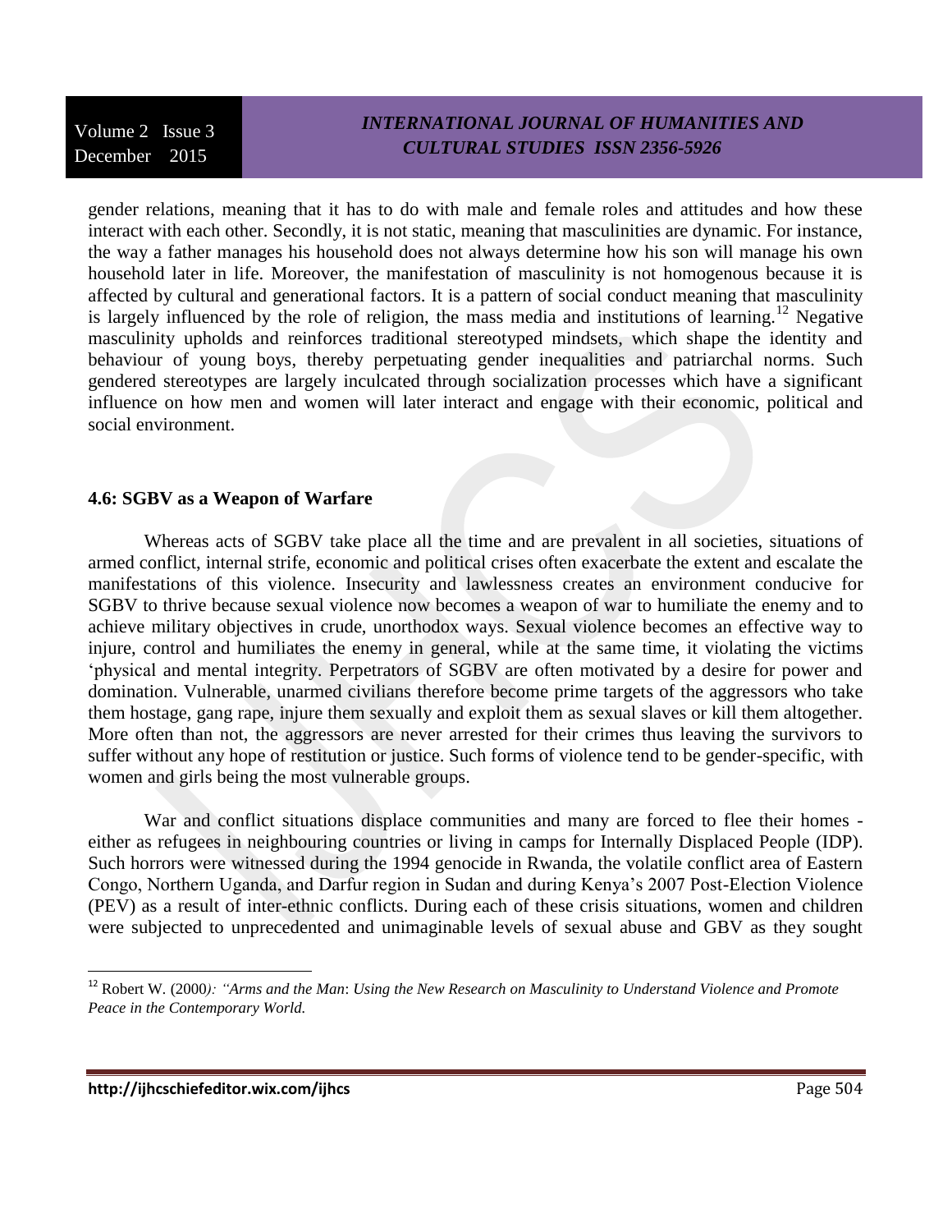gender relations, meaning that it has to do with male and female roles and attitudes and how these interact with each other. Secondly, it is not static, meaning that masculinities are dynamic. For instance, the way a father manages his household does not always determine how his son will manage his own household later in life. Moreover, the manifestation of masculinity is not homogenous because it is affected by cultural and generational factors. It is a pattern of social conduct meaning that masculinity is largely influenced by the role of religion, the mass media and institutions of learning.[12] Negative masculinity upholds and reinforces traditional stereotyped mindsets, which shape the identity and behaviour of young boys, thereby perpetuating gender inequalities and patriarchal norms. Such gendered stereotypes are largely inculcated through socialization processes which have a significant influence on how men and women will later interact and engage with their economic, political and social environment.

**4.6: SGBV as a Weapon of Warfare**

Whereas acts of SGBV take place all the time and are prevalent in all societies, situations of armed conflict, internal strife, economic and political crises often exacerbate the extent and escalate the manifestations of this violence. Insecurity and lawlessness creates an environment conducive for SGBV to thrive because sexual violence now becomes a weapon of war to humiliate the enemy and to achieve military objectives in crude, unorthodox ways. Sexual violence becomes an effective way to injure, control and humiliates the enemy in general, while at the same time, it violating the victims 'physical and mental integrity. Perpetrators of SGBV are often motivated by a desire for power and domination. Vulnerable, unarmed civilians therefore become prime targets of the aggressors who take them hostage, gang rape, injure them sexually and exploit them as sexual slaves or kill them altogether. More often than not, the aggressors are never arrested for their crimes thus leaving the survivors to suffer without any hope of restitution or justice. Such forms of violence tend to be gender-specific, with women and girls being the most vulnerable groups.

War and conflict situations displace communities and many are forced to flee their homes - either as refugees in neighbouring countries or living in camps for Internally Displaced People (IDP). Such horrors were witnessed during the 1994 genocide in Rwanda, the volatile conflict area of Eastern Congo, Northern Uganda, and Darfur region in Sudan and during Kenya's 2007 Post-Election Violence (PEV) as a result of inter-ethnic conflicts. During each of these crisis situations, women and children were subjected to unprecedented and unimaginable levels of sexual abuse and GBV as they sought

---

[12] Robert W. (2000): *"Arms and the Man: Using the New Research on Masculinity to Understand Violence and Promote Peace in the Contemporary World.*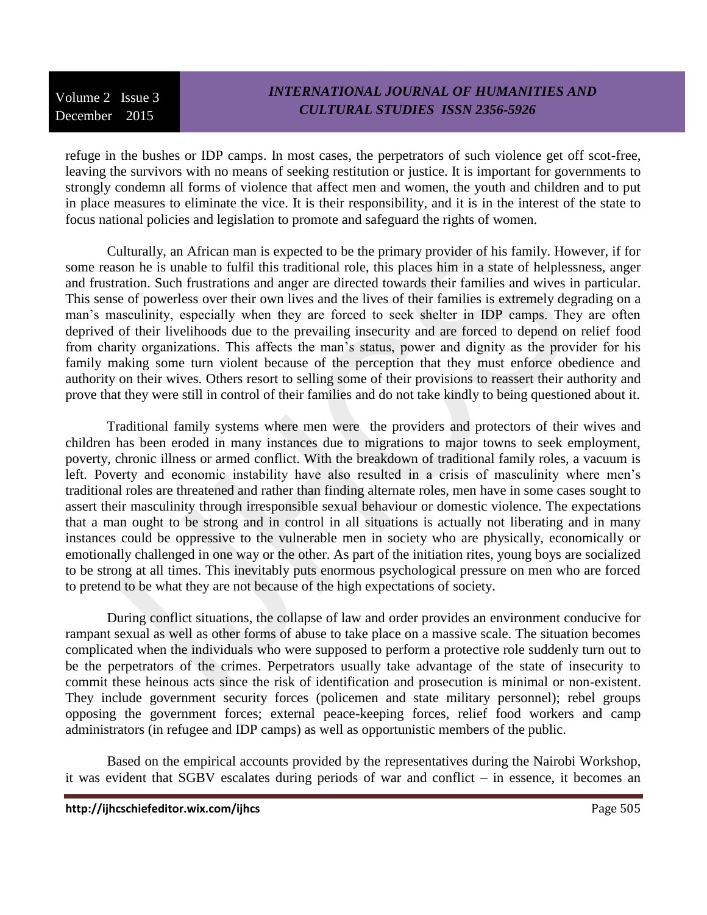refuge in the bushes or IDP camps. In most cases, the perpetrators of such violence get off scot-free, leaving the survivors with no means of seeking restitution or justice. It is important for governments to strongly condemn all forms of violence that affect men and women, the youth and children and to put in place measures to eliminate the vice. It is their responsibility, and it is in the interest of the state to focus national policies and legislation to promote and safeguard the rights of women.

Culturally, an African man is expected to be the primary provider of his family. However, if for some reason he is unable to fulfil this traditional role, this places him in a state of helplessness, anger and frustration. Such frustrations and anger are directed towards their families and wives in particular. This sense of powerless over their own lives and the lives of their families is extremely degrading on a man's masculinity, especially when they are forced to seek shelter in IDP camps. They are often deprived of their livelihoods due to the prevailing insecurity and are forced to depend on relief food from charity organizations. This affects the man's status, power and dignity as the provider for his family making some turn violent because of the perception that they must enforce obedience and authority on their wives. Others resort to selling some of their provisions to reassert their authority and prove that they were still in control of their families and do not take kindly to being questioned about it.

Traditional family systems where men were the providers and protectors of their wives and children has been eroded in many instances due to migrations to major towns to seek employment, poverty, chronic illness or armed conflict. With the breakdown of traditional family roles, a vacuum is left. Poverty and economic instability have also resulted in a crisis of masculinity where men's traditional roles are threatened and rather than finding alternate roles, men have in some cases sought to assert their masculinity through irresponsible sexual behaviour or domestic violence. The expectations that a man ought to be strong and in control in all situations is actually not liberating and in many instances could be oppressive to the vulnerable men in society who are physically, economically or emotionally challenged in one way or the other. As part of the initiation rites, young boys are socialized to be strong at all times. This inevitably puts enormous psychological pressure on men who are forced to pretend to be what they are not because of the high expectations of society.

During conflict situations, the collapse of law and order provides an environment conducive for rampant sexual as well as other forms of abuse to take place on a massive scale. The situation becomes complicated when the individuals who were supposed to perform a protective role suddenly turn out to be the perpetrators of the crimes. Perpetrators usually take advantage of the state of insecurity to commit these heinous acts since the risk of identification and prosecution is minimal or non-existent. They include government security forces (policemen and state military personnel); rebel groups opposing the government forces; external peace-keeping forces, relief food workers and camp administrators (in refugee and IDP camps) as well as opportunistic members of the public.

Based on the empirical accounts provided by the representatives during the Nairobi Workshop, it was evident that SGBV escalates during periods of war and conflict – in essence, it becomes an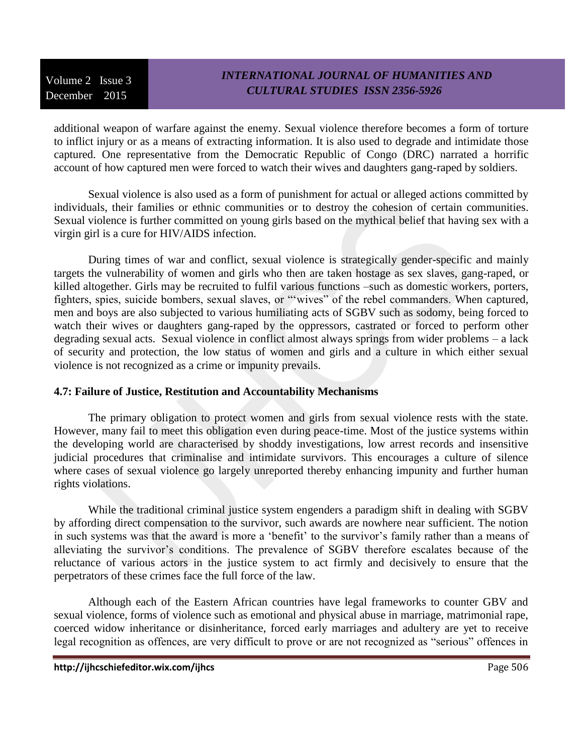additional weapon of warfare against the enemy. Sexual violence therefore becomes a form of torture to inflict injury or as a means of extracting information. It is also used to degrade and intimidate those captured. One representative from the Democratic Republic of Congo (DRC) narrated a horrific account of how captured men were forced to watch their wives and daughters gang-raped by soldiers.

Sexual violence is also used as a form of punishment for actual or alleged actions committed by individuals, their families or ethnic communities or to destroy the cohesion of certain communities. Sexual violence is further committed on young girls based on the mythical belief that having sex with a virgin girl is a cure for HIV/AIDS infection.

During times of war and conflict, sexual violence is strategically gender-specific and mainly targets the vulnerability of women and girls who then are taken hostage as sex slaves, gang-raped, or killed altogether. Girls may be recruited to fulfil various functions –such as domestic workers, porters, fighters, spies, suicide bombers, sexual slaves, or "'wives" of the rebel commanders. When captured, men and boys are also subjected to various humiliating acts of SGBV such as sodomy, being forced to watch their wives or daughters gang-raped by the oppressors, castrated or forced to perform other degrading sexual acts. Sexual violence in conflict almost always springs from wider problems – a lack of security and protection, the low status of women and girls and a culture in which either sexual violence is not recognized as a crime or impunity prevails.

### 4.7: Failure of Justice, Restitution and Accountability Mechanisms

The primary obligation to protect women and girls from sexual violence rests with the state. However, many fail to meet this obligation even during peace-time. Most of the justice systems within the developing world are characterised by shoddy investigations, low arrest records and insensitive judicial procedures that criminalise and intimidate survivors. This encourages a culture of silence where cases of sexual violence go largely unreported thereby enhancing impunity and further human rights violations.

While the traditional criminal justice system engenders a paradigm shift in dealing with SGBV by affording direct compensation to the survivor, such awards are nowhere near sufficient. The notion in such systems was that the award is more a 'benefit' to the survivor's family rather than a means of alleviating the survivor's conditions. The prevalence of SGBV therefore escalates because of the reluctance of various actors in the justice system to act firmly and decisively to ensure that the perpetrators of these crimes face the full force of the law.

Although each of the Eastern African countries have legal frameworks to counter GBV and sexual violence, forms of violence such as emotional and physical abuse in marriage, matrimonial rape, coerced widow inheritance or disinheritance, forced early marriages and adultery are yet to receive legal recognition as offences, are very difficult to prove or are not recognized as "serious" offences in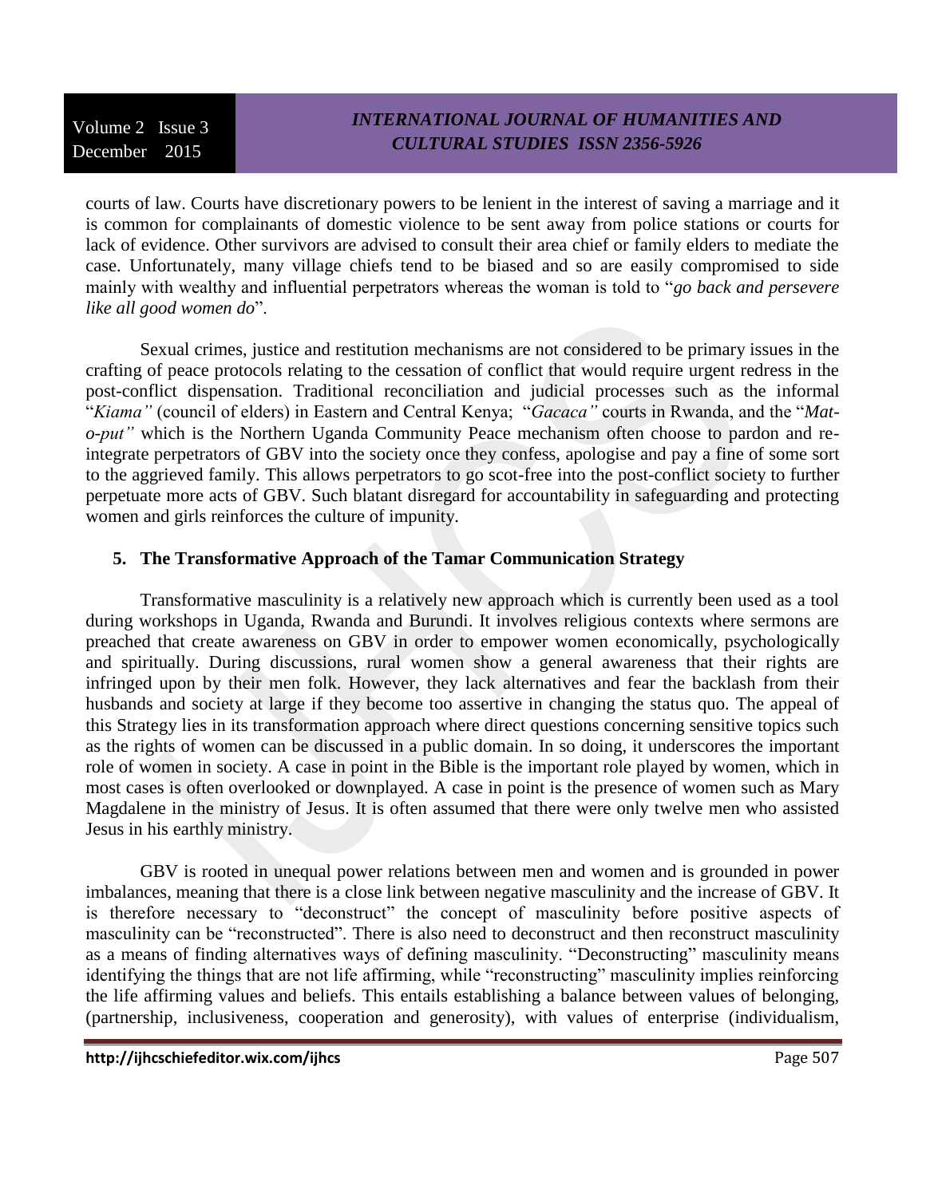courts of law. Courts have discretionary powers to be lenient in the interest of saving a marriage and it is common for complainants of domestic violence to be sent away from police stations or courts for lack of evidence. Other survivors are advised to consult their area chief or family elders to mediate the case. Unfortunately, many village chiefs tend to be biased and so are easily compromised to side mainly with wealthy and influential perpetrators whereas the woman is told to "*go back and persevere like all good women do*".

Sexual crimes, justice and restitution mechanisms are not considered to be primary issues in the crafting of peace protocols relating to the cessation of conflict that would require urgent redress in the post-conflict dispensation. Traditional reconciliation and judicial processes such as the informal "*Kiama"* (council of elders) in Eastern and Central Kenya; "*Gacaca"* courts in Rwanda, and the "*Mat-o-put"* which is the Northern Uganda Community Peace mechanism often choose to pardon and re-integrate perpetrators of GBV into the society once they confess, apologise and pay a fine of some sort to the aggrieved family. This allows perpetrators to go scot-free into the post-conflict society to further perpetuate more acts of GBV. Such blatant disregard for accountability in safeguarding and protecting women and girls reinforces the culture of impunity.

## 5. The Transformative Approach of the Tamar Communication Strategy

Transformative masculinity is a relatively new approach which is currently been used as a tool during workshops in Uganda, Rwanda and Burundi. It involves religious contexts where sermons are preached that create awareness on GBV in order to empower women economically, psychologically and spiritually. During discussions, rural women show a general awareness that their rights are infringed upon by their men folk. However, they lack alternatives and fear the backlash from their husbands and society at large if they become too assertive in changing the status quo. The appeal of this Strategy lies in its transformation approach where direct questions concerning sensitive topics such as the rights of women can be discussed in a public domain. In so doing, it underscores the important role of women in society. A case in point in the Bible is the important role played by women, which in most cases is often overlooked or downplayed. A case in point is the presence of women such as Mary Magdalene in the ministry of Jesus. It is often assumed that there were only twelve men who assisted Jesus in his earthly ministry.

GBV is rooted in unequal power relations between men and women and is grounded in power imbalances, meaning that there is a close link between negative masculinity and the increase of GBV. It is therefore necessary to "deconstruct" the concept of masculinity before positive aspects of masculinity can be "reconstructed". There is also need to deconstruct and then reconstruct masculinity as a means of finding alternatives ways of defining masculinity. "Deconstructing" masculinity means identifying the things that are not life affirming, while "reconstructing" masculinity implies reinforcing the life affirming values and beliefs. This entails establishing a balance between values of belonging, (partnership, inclusiveness, cooperation and generosity), with values of enterprise (individualism,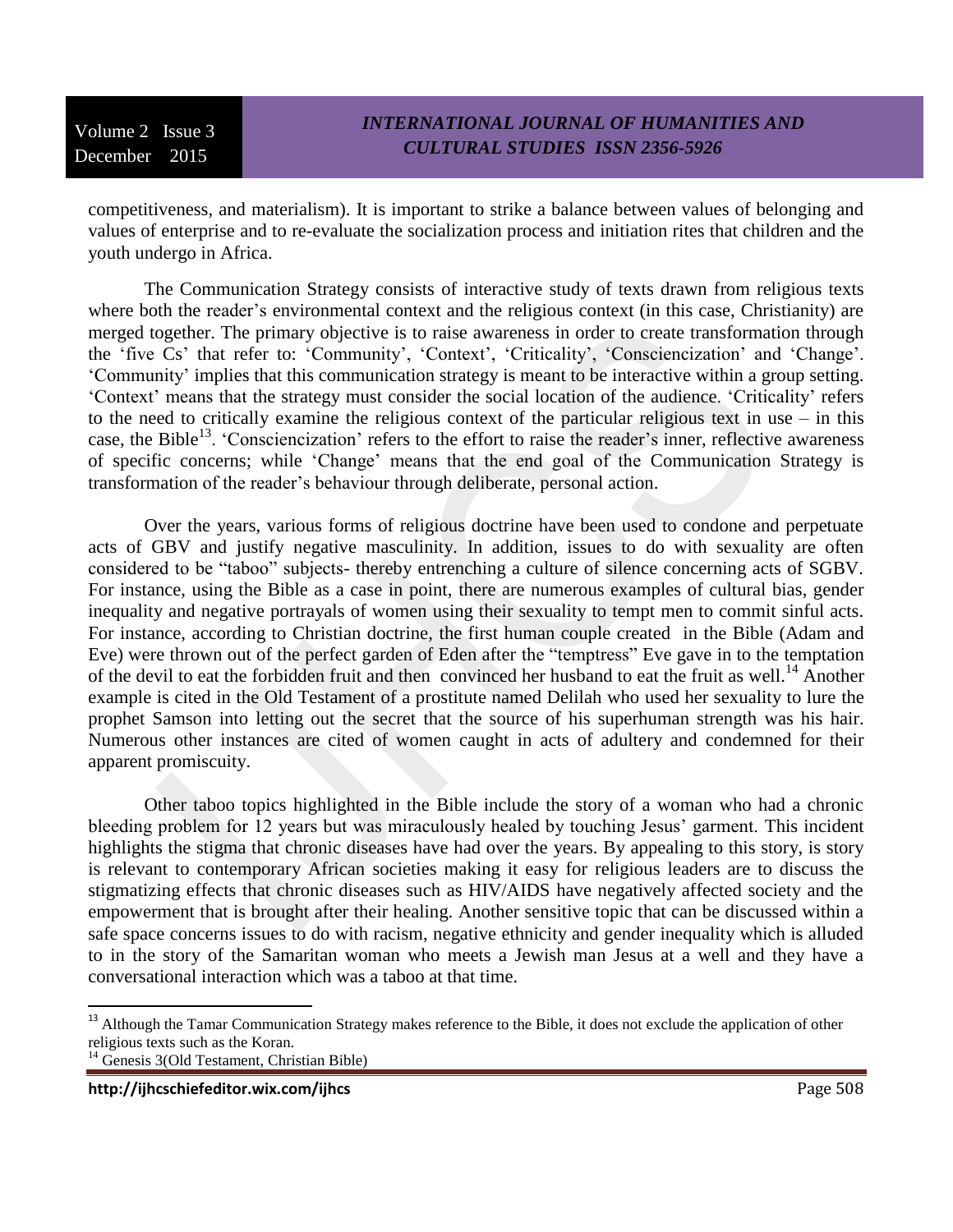competitiveness, and materialism). It is important to strike a balance between values of belonging and values of enterprise and to re-evaluate the socialization process and initiation rites that children and the youth undergo in Africa.

The Communication Strategy consists of interactive study of texts drawn from religious texts where both the reader's environmental context and the religious context (in this case, Christianity) are merged together. The primary objective is to raise awareness in order to create transformation through the 'five Cs' that refer to: 'Community', 'Context', 'Criticality', 'Consciencization' and 'Change'. 'Community' implies that this communication strategy is meant to be interactive within a group setting. 'Context' means that the strategy must consider the social location of the audience. 'Criticality' refers to the need to critically examine the religious context of the particular religious text in use – in this case, the Bible[13]. 'Consciencization' refers to the effort to raise the reader's inner, reflective awareness of specific concerns; while 'Change' means that the end goal of the Communication Strategy is transformation of the reader's behaviour through deliberate, personal action.

Over the years, various forms of religious doctrine have been used to condone and perpetuate acts of GBV and justify negative masculinity. In addition, issues to do with sexuality are often considered to be "taboo" subjects- thereby entrenching a culture of silence concerning acts of SGBV. For instance, using the Bible as a case in point, there are numerous examples of cultural bias, gender inequality and negative portrayals of women using their sexuality to tempt men to commit sinful acts. For instance, according to Christian doctrine, the first human couple created in the Bible (Adam and Eve) were thrown out of the perfect garden of Eden after the "temptress" Eve gave in to the temptation of the devil to eat the forbidden fruit and then convinced her husband to eat the fruit as well.[14] Another example is cited in the Old Testament of a prostitute named Delilah who used her sexuality to lure the prophet Samson into letting out the secret that the source of his superhuman strength was his hair. Numerous other instances are cited of women caught in acts of adultery and condemned for their apparent promiscuity.

Other taboo topics highlighted in the Bible include the story of a woman who had a chronic bleeding problem for 12 years but was miraculously healed by touching Jesus' garment. This incident highlights the stigma that chronic diseases have had over the years. By appealing to this story, is story is relevant to contemporary African societies making it easy for religious leaders are to discuss the stigmatizing effects that chronic diseases such as HIV/AIDS have negatively affected society and the empowerment that is brought after their healing. Another sensitive topic that can be discussed within a safe space concerns issues to do with racism, negative ethnicity and gender inequality which is alluded to in the story of the Samaritan woman who meets a Jewish man Jesus at a well and they have a conversational interaction which was a taboo at that time.

---

[13] Although the Tamar Communication Strategy makes reference to the Bible, it does not exclude the application of other religious texts such as the Koran.

[14] Genesis 3(Old Testament, Christian Bible)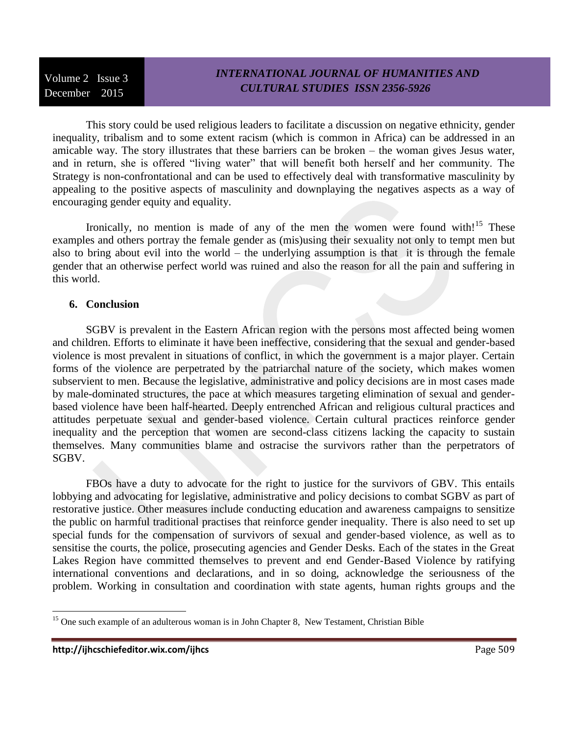This story could be used religious leaders to facilitate a discussion on negative ethnicity, gender inequality, tribalism and to some extent racism (which is common in Africa) can be addressed in an amicable way. The story illustrates that these barriers can be broken – the woman gives Jesus water, and in return, she is offered "living water" that will benefit both herself and her community. The Strategy is non-confrontational and can be used to effectively deal with transformative masculinity by appealing to the positive aspects of masculinity and downplaying the negatives aspects as a way of encouraging gender equity and equality.

Ironically, no mention is made of any of the men the women were found with![15] These examples and others portray the female gender as (mis)using their sexuality not only to tempt men but also to bring about evil into the world – the underlying assumption is that it is through the female gender that an otherwise perfect world was ruined and also the reason for all the pain and suffering in this world.

## 6. Conclusion

SGBV is prevalent in the Eastern African region with the persons most affected being women and children. Efforts to eliminate it have been ineffective, considering that the sexual and gender-based violence is most prevalent in situations of conflict, in which the government is a major player. Certain forms of the violence are perpetrated by the patriarchal nature of the society, which makes women subservient to men. Because the legislative, administrative and policy decisions are in most cases made by male-dominated structures, the pace at which measures targeting elimination of sexual and gender-based violence have been half-hearted. Deeply entrenched African and religious cultural practices and attitudes perpetuate sexual and gender-based violence. Certain cultural practices reinforce gender inequality and the perception that women are second-class citizens lacking the capacity to sustain themselves. Many communities blame and ostracise the survivors rather than the perpetrators of SGBV.

FBOs have a duty to advocate for the right to justice for the survivors of GBV. This entails lobbying and advocating for legislative, administrative and policy decisions to combat SGBV as part of restorative justice. Other measures include conducting education and awareness campaigns to sensitize the public on harmful traditional practises that reinforce gender inequality. There is also need to set up special funds for the compensation of survivors of sexual and gender-based violence, as well as to sensitise the courts, the police, prosecuting agencies and Gender Desks. Each of the states in the Great Lakes Region have committed themselves to prevent and end Gender-Based Violence by ratifying international conventions and declarations, and in so doing, acknowledge the seriousness of the problem. Working in consultation and coordination with state agents, human rights groups and the

---

[15] One such example of an adulterous woman is in John Chapter 8, New Testament, Christian Bible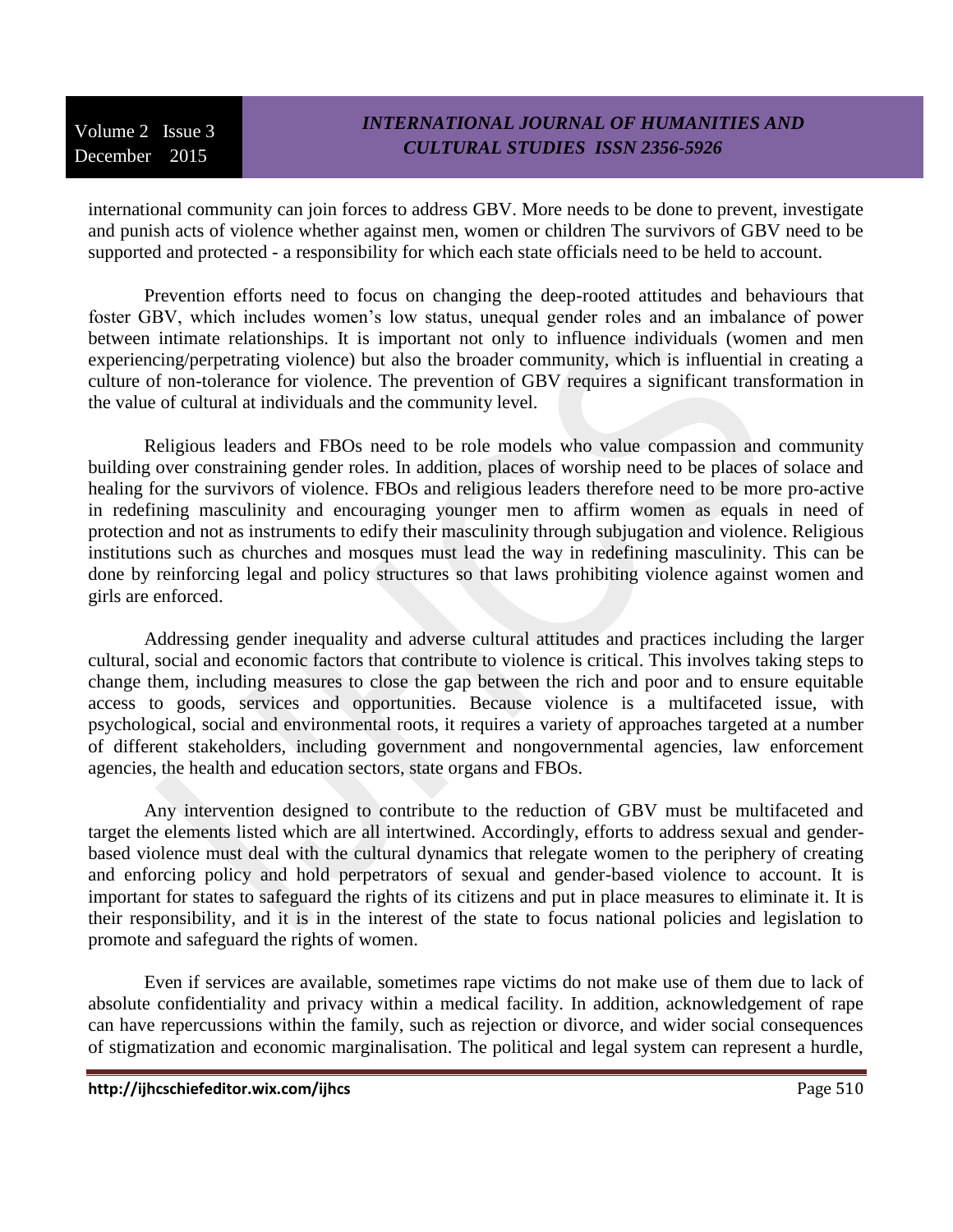international community can join forces to address GBV. More needs to be done to prevent, investigate and punish acts of violence whether against men, women or children The survivors of GBV need to be supported and protected - a responsibility for which each state officials need to be held to account.

Prevention efforts need to focus on changing the deep-rooted attitudes and behaviours that foster GBV, which includes women's low status, unequal gender roles and an imbalance of power between intimate relationships. It is important not only to influence individuals (women and men experiencing/perpetrating violence) but also the broader community, which is influential in creating a culture of non-tolerance for violence. The prevention of GBV requires a significant transformation in the value of cultural at individuals and the community level.

Religious leaders and FBOs need to be role models who value compassion and community building over constraining gender roles. In addition, places of worship need to be places of solace and healing for the survivors of violence. FBOs and religious leaders therefore need to be more pro-active in redefining masculinity and encouraging younger men to affirm women as equals in need of protection and not as instruments to edify their masculinity through subjugation and violence. Religious institutions such as churches and mosques must lead the way in redefining masculinity. This can be done by reinforcing legal and policy structures so that laws prohibiting violence against women and girls are enforced.

Addressing gender inequality and adverse cultural attitudes and practices including the larger cultural, social and economic factors that contribute to violence is critical. This involves taking steps to change them, including measures to close the gap between the rich and poor and to ensure equitable access to goods, services and opportunities. Because violence is a multifaceted issue, with psychological, social and environmental roots, it requires a variety of approaches targeted at a number of different stakeholders, including government and nongovernmental agencies, law enforcement agencies, the health and education sectors, state organs and FBOs.

Any intervention designed to contribute to the reduction of GBV must be multifaceted and target the elements listed which are all intertwined. Accordingly, efforts to address sexual and gender-based violence must deal with the cultural dynamics that relegate women to the periphery of creating and enforcing policy and hold perpetrators of sexual and gender-based violence to account. It is important for states to safeguard the rights of its citizens and put in place measures to eliminate it. It is their responsibility, and it is in the interest of the state to focus national policies and legislation to promote and safeguard the rights of women.

Even if services are available, sometimes rape victims do not make use of them due to lack of absolute confidentiality and privacy within a medical facility. In addition, acknowledgement of rape can have repercussions within the family, such as rejection or divorce, and wider social consequences of stigmatization and economic marginalisation. The political and legal system can represent a hurdle,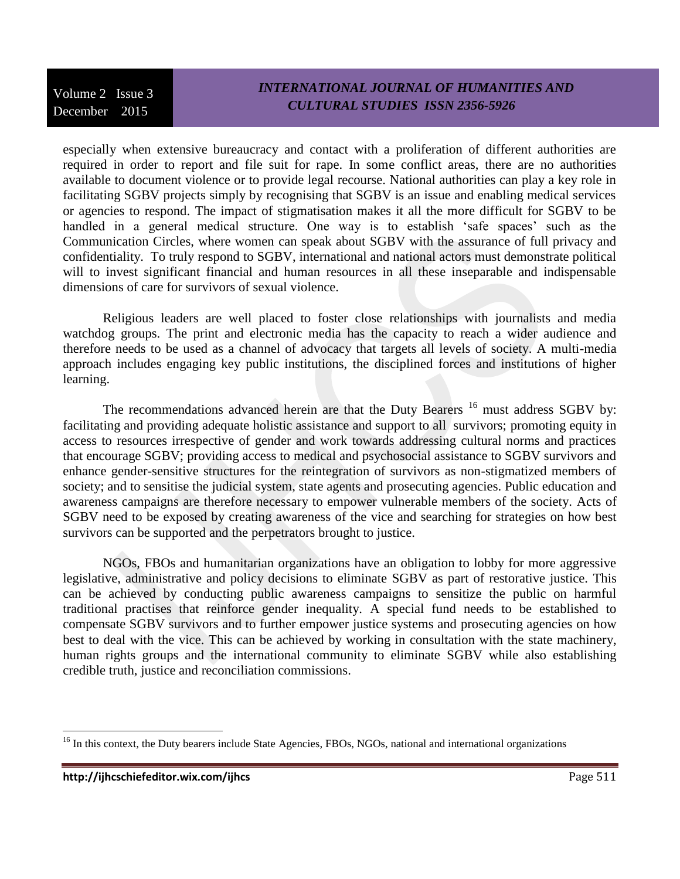especially when extensive bureaucracy and contact with a proliferation of different authorities are required in order to report and file suit for rape. In some conflict areas, there are no authorities available to document violence or to provide legal recourse. National authorities can play a key role in facilitating SGBV projects simply by recognising that SGBV is an issue and enabling medical services or agencies to respond. The impact of stigmatisation makes it all the more difficult for SGBV to be handled in a general medical structure. One way is to establish 'safe spaces' such as the Communication Circles, where women can speak about SGBV with the assurance of full privacy and confidentiality. To truly respond to SGBV, international and national actors must demonstrate political will to invest significant financial and human resources in all these inseparable and indispensable dimensions of care for survivors of sexual violence.

Religious leaders are well placed to foster close relationships with journalists and media watchdog groups. The print and electronic media has the capacity to reach a wider audience and therefore needs to be used as a channel of advocacy that targets all levels of society. A multi-media approach includes engaging key public institutions, the disciplined forces and institutions of higher learning.

The recommendations advanced herein are that the Duty Bearers [16] must address SGBV by: facilitating and providing adequate holistic assistance and support to all survivors; promoting equity in access to resources irrespective of gender and work towards addressing cultural norms and practices that encourage SGBV; providing access to medical and psychosocial assistance to SGBV survivors and enhance gender-sensitive structures for the reintegration of survivors as non-stigmatized members of society; and to sensitise the judicial system, state agents and prosecuting agencies. Public education and awareness campaigns are therefore necessary to empower vulnerable members of the society. Acts of SGBV need to be exposed by creating awareness of the vice and searching for strategies on how best survivors can be supported and the perpetrators brought to justice.

NGOs, FBOs and humanitarian organizations have an obligation to lobby for more aggressive legislative, administrative and policy decisions to eliminate SGBV as part of restorative justice. This can be achieved by conducting public awareness campaigns to sensitize the public on harmful traditional practises that reinforce gender inequality. A special fund needs to be established to compensate SGBV survivors and to further empower justice systems and prosecuting agencies on how best to deal with the vice. This can be achieved by working in consultation with the state machinery, human rights groups and the international community to eliminate SGBV while also establishing credible truth, justice and reconciliation commissions.

[16] In this context, the Duty bearers include State Agencies, FBOs, NGOs, national and international organizations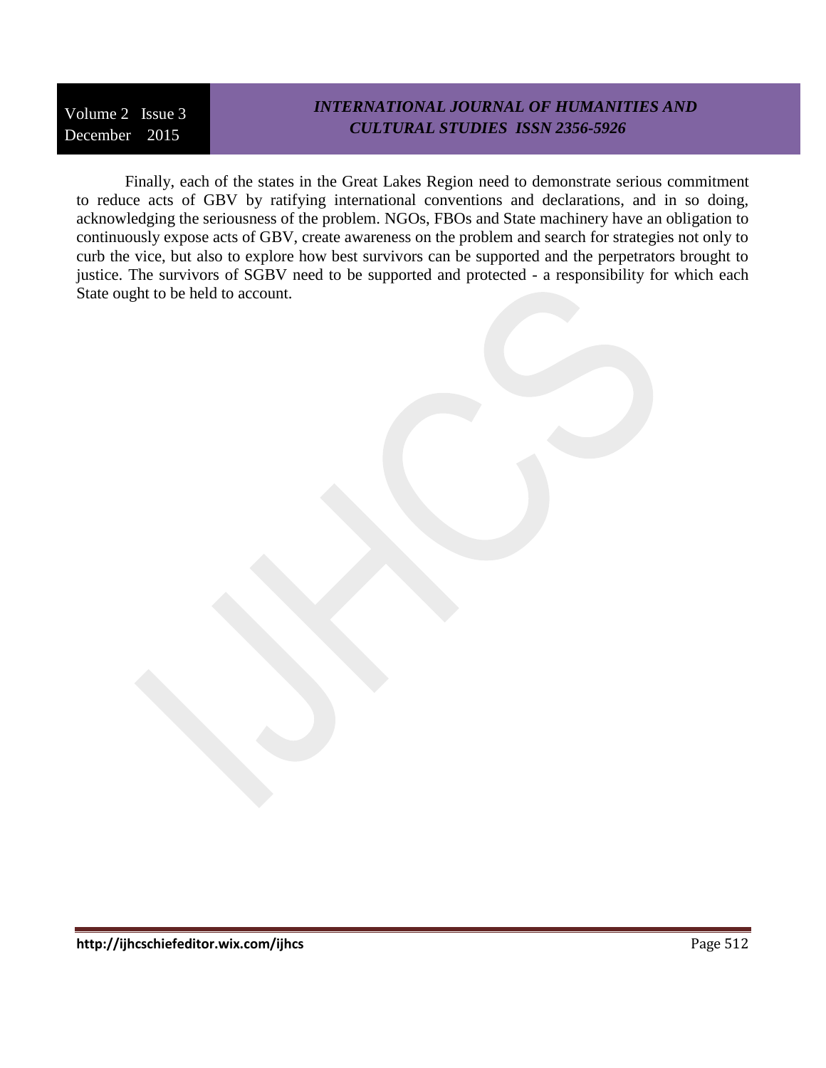Finally, each of the states in the Great Lakes Region need to demonstrate serious commitment to reduce acts of GBV by ratifying international conventions and declarations, and in so doing, acknowledging the seriousness of the problem. NGOs, FBOs and State machinery have an obligation to continuously expose acts of GBV, create awareness on the problem and search for strategies not only to curb the vice, but also to explore how best survivors can be supported and the perpetrators brought to justice. The survivors of SGBV need to be supported and protected - a responsibility for which each State ought to be held to account.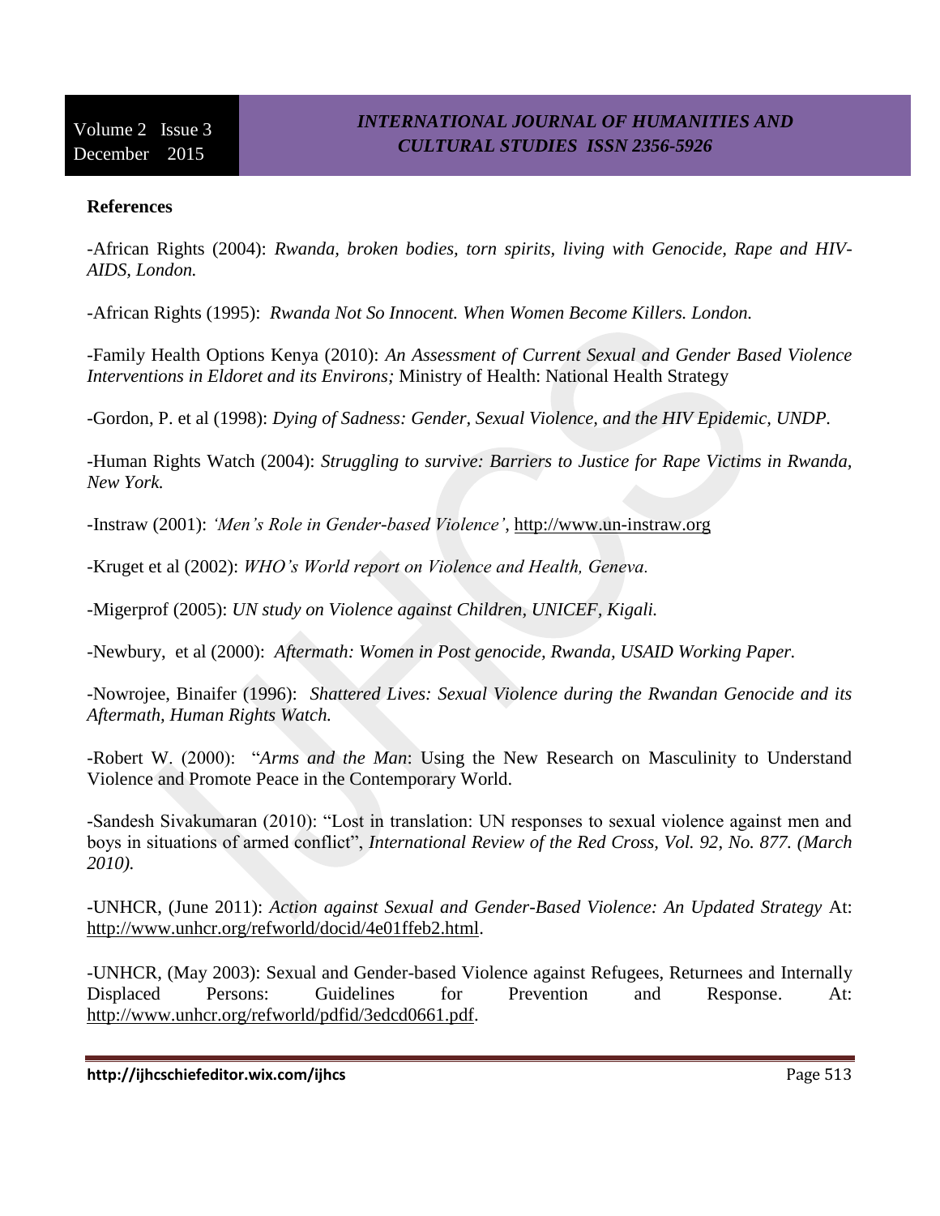**References**

-African Rights (2004): *Rwanda, broken bodies, torn spirits, living with Genocide, Rape and HIV-AIDS, London.*

-African Rights (1995): *Rwanda Not So Innocent. When Women Become Killers. London.*

-Family Health Options Kenya (2010): *An Assessment of Current Sexual and Gender Based Violence Interventions in Eldoret and its Environs;* Ministry of Health: National Health Strategy

-Gordon, P. et al (1998): *Dying of Sadness: Gender, Sexual Violence, and the HIV Epidemic, UNDP.*

-Human Rights Watch (2004): *Struggling to survive: Barriers to Justice for Rape Victims in Rwanda, New York.*

-Instraw (2001): *'Men's Role in Gender-based Violence'*, http://www.un-instraw.org

-Kruget et al (2002): *WHO's World report on Violence and Health, Geneva.*

-Migerprof (2005): *UN study on Violence against Children, UNICEF, Kigali.*

-Newbury, et al (2000): *Aftermath: Women in Post genocide, Rwanda, USAID Working Paper.*

-Nowrojee, Binaifer (1996): *Shattered Lives: Sexual Violence during the Rwandan Genocide and its Aftermath, Human Rights Watch.*

-Robert W. (2000): "*Arms and the Man*: Using the New Research on Masculinity to Understand Violence and Promote Peace in the Contemporary World.

-Sandesh Sivakumaran (2010): "Lost in translation: UN responses to sexual violence against men and boys in situations of armed conflict", *International Review of the Red Cross, Vol. 92, No. 877. (March 2010).*

-UNHCR, (June 2011): *Action against Sexual and Gender-Based Violence: An Updated Strategy* At: http://www.unhcr.org/refworld/docid/4e01ffeb2.html.

-UNHCR, (May 2003): Sexual and Gender-based Violence against Refugees, Returnees and Internally Displaced Persons: Guidelines for Prevention and Response. At: http://www.unhcr.org/refworld/pdfid/3edcd0661.pdf.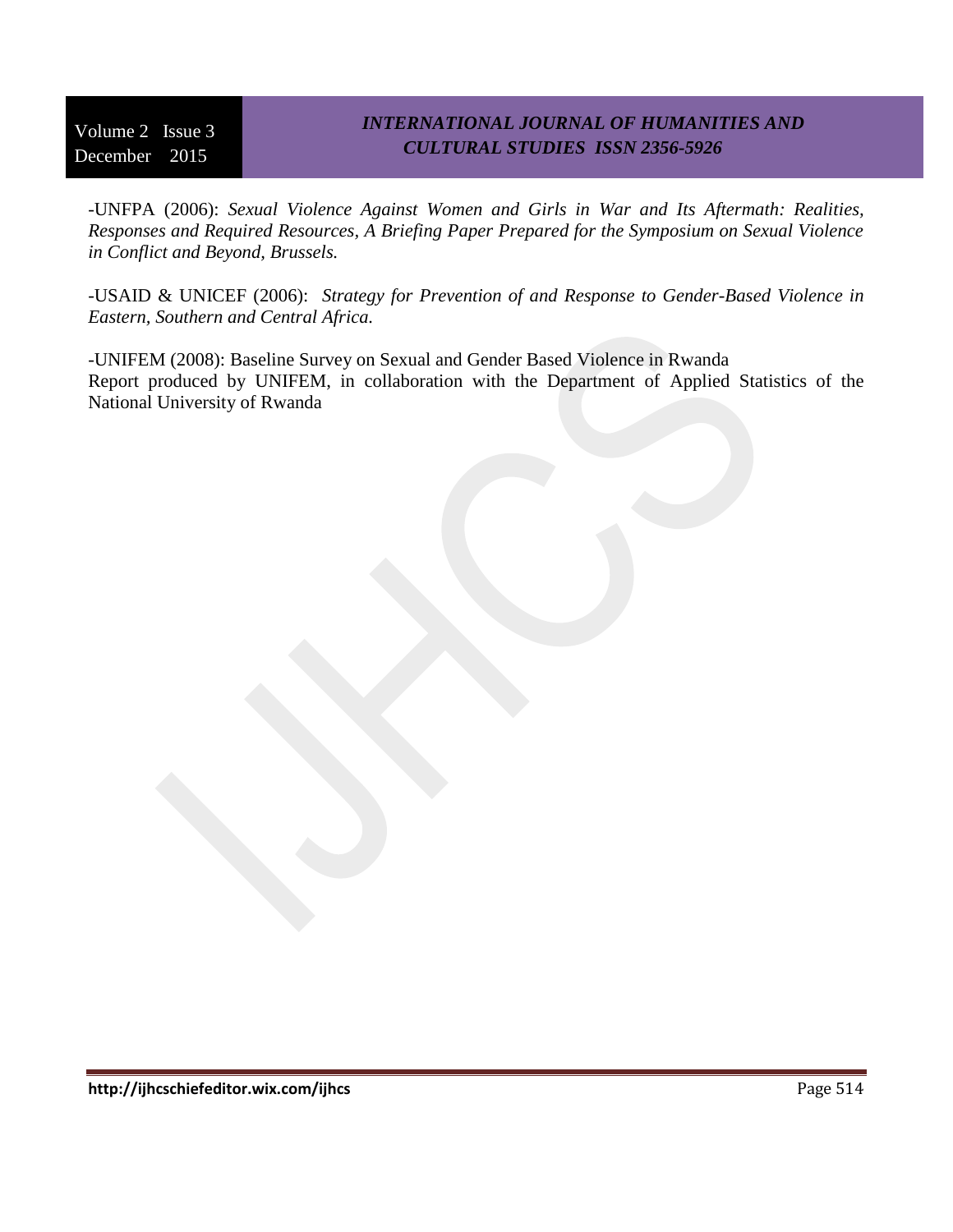-UNFPA (2006): *Sexual Violence Against Women and Girls in War and Its Aftermath: Realities, Responses and Required Resources, A Briefing Paper Prepared for the Symposium on Sexual Violence in Conflict and Beyond, Brussels.*

-USAID & UNICEF (2006): *Strategy for Prevention of and Response to Gender-Based Violence in Eastern, Southern and Central Africa.*

-UNIFEM (2008): Baseline Survey on Sexual and Gender Based Violence in Rwanda
Report produced by UNIFEM, in collaboration with the Department of Applied Statistics of the National University of Rwanda